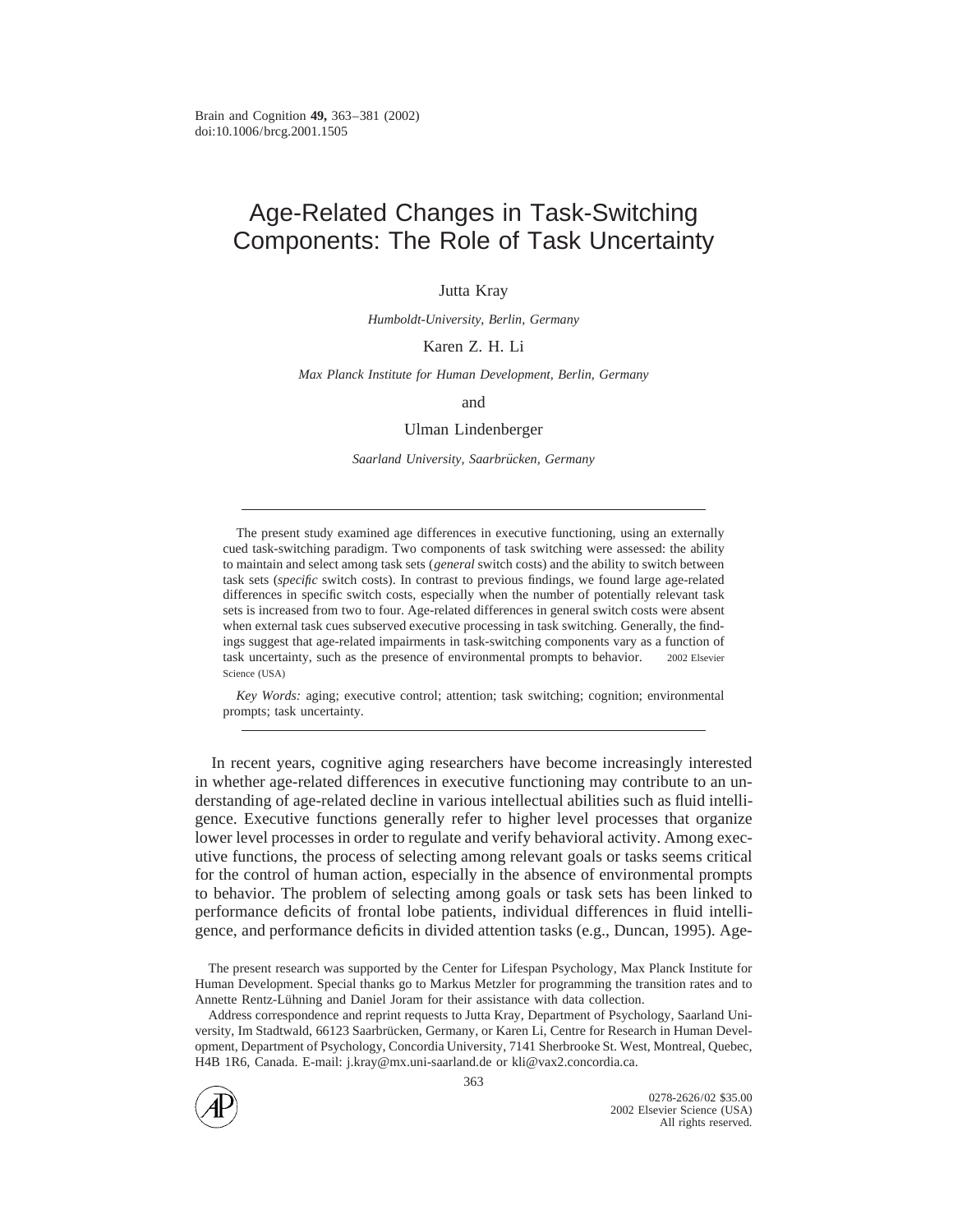Brain and Cognition **49,** 363–381 (2002)
doi:10.1006/brcg.2001.1505

# Age-Related Changes in Task-Switching Components: The Role of Task Uncertainty

Jutta Kray

*Humboldt-University, Berlin, Germany*

Karen Z. H. Li

*Max Planck Institute for Human Development, Berlin, Germany*

and

Ulman Lindenberger

*Saarland University, Saarbrücken, Germany*

The present study examined age differences in executive functioning, using an externally cued task-switching paradigm. Two components of task switching were assessed: the ability to maintain and select among task sets (*general* switch costs) and the ability to switch between task sets (*specific* switch costs). In contrast to previous findings, we found large age-related differences in specific switch costs, especially when the number of potentially relevant task sets is increased from two to four. Age-related differences in general switch costs were absent when external task cues subserved executive processing in task switching. Generally, the findings suggest that age-related impairments in task-switching components vary as a function of task uncertainty, such as the presence of environmental prompts to behavior. © 2002 Elsevier Science (USA)

*Key Words:* aging; executive control; attention; task switching; cognition; environmental prompts; task uncertainty.

In recent years, cognitive aging researchers have become increasingly interested in whether age-related differences in executive functioning may contribute to an understanding of age-related decline in various intellectual abilities such as fluid intelligence. Executive functions generally refer to higher level processes that organize lower level processes in order to regulate and verify behavioral activity. Among executive functions, the process of selecting among relevant goals or tasks seems critical for the control of human action, especially in the absence of environmental prompts to behavior. The problem of selecting among goals or task sets has been linked to performance deficits of frontal lobe patients, individual differences in fluid intelligence, and performance deficits in divided attention tasks (e.g., Duncan, 1995). Age-

The present research was supported by the Center for Lifespan Psychology, Max Planck Institute for Human Development. Special thanks go to Markus Metzler for programming the transition rates and to Annette Rentz-Lühning and Daniel Joram for their assistance with data collection.

Address correspondence and reprint requests to Jutta Kray, Department of Psychology, Saarland University, Im Stadtwald, 66123 Saarbrücken, Germany, or Karen Li, Centre for Research in Human Development, Department of Psychology, Concordia University, 7141 Sherbrooke St. West, Montreal, Quebec, H4B 1R6, Canada. E-mail: j.kray@mx.uni-saarland.de or kli@vax2.concordia.ca.

0278-2626/02 $35.00
© 2002 Elsevier Science (USA)
All rights reserved.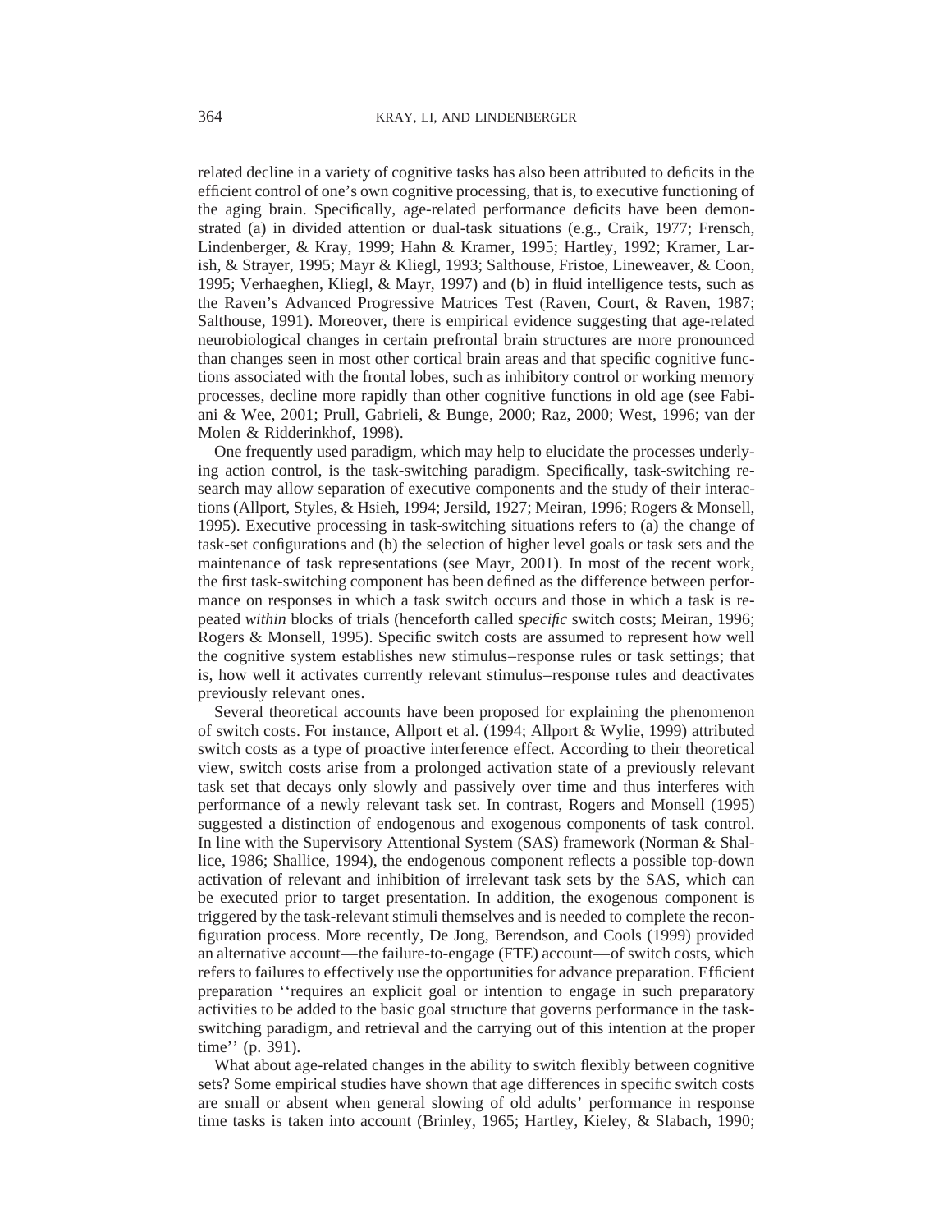related decline in a variety of cognitive tasks has also been attributed to deficits in the efficient control of one's own cognitive processing, that is, to executive functioning of the aging brain. Specifically, age-related performance deficits have been demonstrated (a) in divided attention or dual-task situations (e.g., Craik, 1977; Frensch, Lindenberger, & Kray, 1999; Hahn & Kramer, 1995; Hartley, 1992; Kramer, Larish, & Strayer, 1995; Mayr & Kliegl, 1993; Salthouse, Fristoe, Lineweaver, & Coon, 1995; Verhaeghen, Kliegl, & Mayr, 1997) and (b) in fluid intelligence tests, such as the Raven's Advanced Progressive Matrices Test (Raven, Court, & Raven, 1987; Salthouse, 1991). Moreover, there is empirical evidence suggesting that age-related neurobiological changes in certain prefrontal brain structures are more pronounced than changes seen in most other cortical brain areas and that specific cognitive functions associated with the frontal lobes, such as inhibitory control or working memory processes, decline more rapidly than other cognitive functions in old age (see Fabiani & Wee, 2001; Prull, Gabrieli, & Bunge, 2000; Raz, 2000; West, 1996; van der Molen & Ridderinkhof, 1998).

One frequently used paradigm, which may help to elucidate the processes underlying action control, is the task-switching paradigm. Specifically, task-switching research may allow separation of executive components and the study of their interactions (Allport, Styles, & Hsieh, 1994; Jersild, 1927; Meiran, 1996; Rogers & Monsell, 1995). Executive processing in task-switching situations refers to (a) the change of task-set configurations and (b) the selection of higher level goals or task sets and the maintenance of task representations (see Mayr, 2001). In most of the recent work, the first task-switching component has been defined as the difference between performance on responses in which a task switch occurs and those in which a task is repeated *within* blocks of trials (henceforth called *specific* switch costs; Meiran, 1996; Rogers & Monsell, 1995). Specific switch costs are assumed to represent how well the cognitive system establishes new stimulus–response rules or task settings; that is, how well it activates currently relevant stimulus–response rules and deactivates previously relevant ones.

Several theoretical accounts have been proposed for explaining the phenomenon of switch costs. For instance, Allport et al. (1994; Allport & Wylie, 1999) attributed switch costs as a type of proactive interference effect. According to their theoretical view, switch costs arise from a prolonged activation state of a previously relevant task set that decays only slowly and passively over time and thus interferes with performance of a newly relevant task set. In contrast, Rogers and Monsell (1995) suggested a distinction of endogenous and exogenous components of task control. In line with the Supervisory Attentional System (SAS) framework (Norman & Shallice, 1986; Shallice, 1994), the endogenous component reflects a possible top-down activation of relevant and inhibition of irrelevant task sets by the SAS, which can be executed prior to target presentation. In addition, the exogenous component is triggered by the task-relevant stimuli themselves and is needed to complete the reconfiguration process. More recently, De Jong, Berendson, and Cools (1999) provided an alternative account—the failure-to-engage (FTE) account—of switch costs, which refers to failures to effectively use the opportunities for advance preparation. Efficient preparation ''requires an explicit goal or intention to engage in such preparatory activities to be added to the basic goal structure that governs performance in the task-switching paradigm, and retrieval and the carrying out of this intention at the proper time'' (p. 391).

What about age-related changes in the ability to switch flexibly between cognitive sets? Some empirical studies have shown that age differences in specific switch costs are small or absent when general slowing of old adults' performance in response time tasks is taken into account (Brinley, 1965; Hartley, Kieley, & Slabach, 1990;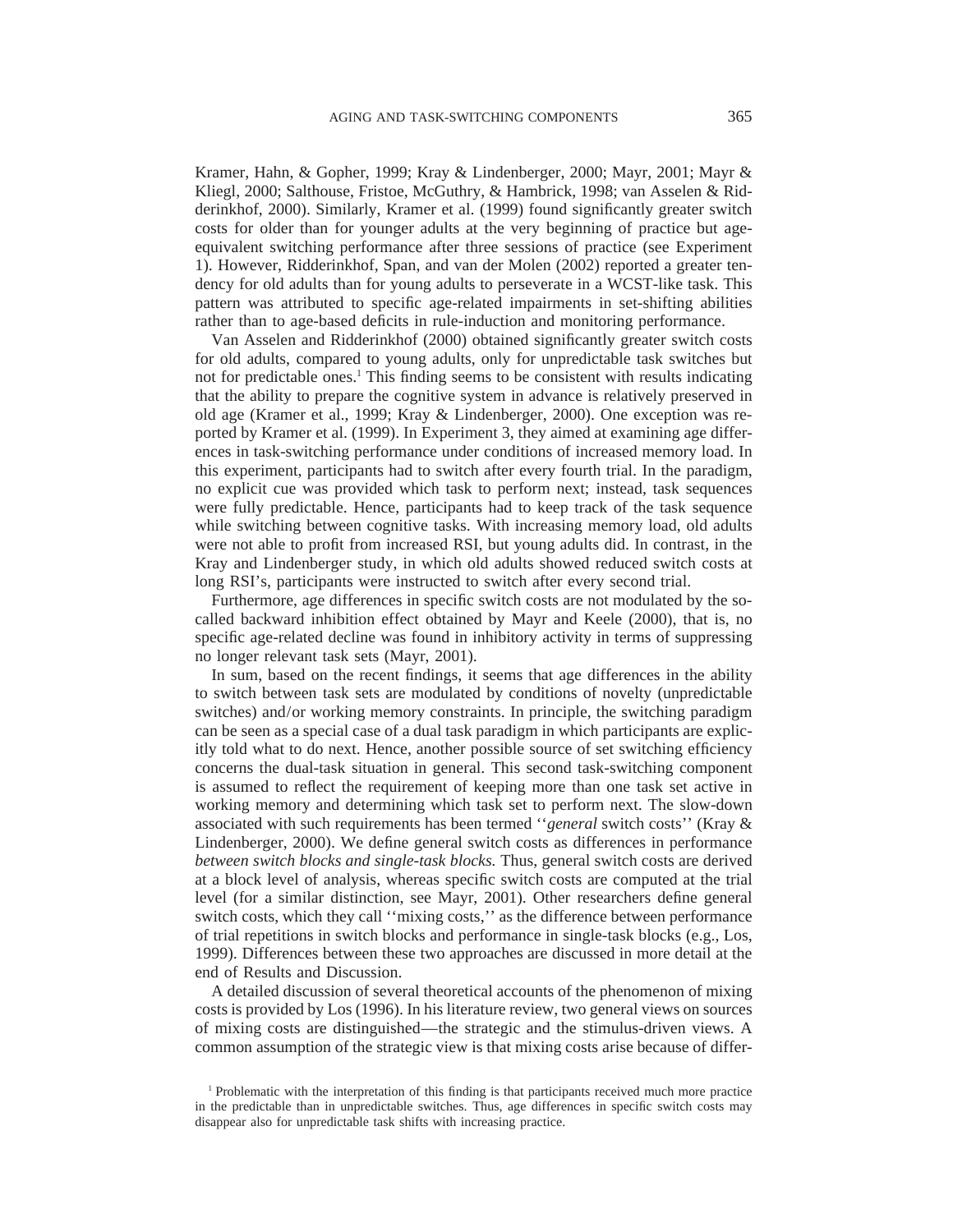Kramer, Hahn, & Gopher, 1999; Kray & Lindenberger, 2000; Mayr, 2001; Mayr & Kliegl, 2000; Salthouse, Fristoe, McGuthry, & Hambrick, 1998; van Asselen & Ridderinkhof, 2000). Similarly, Kramer et al. (1999) found significantly greater switch costs for older than for younger adults at the very beginning of practice but age-equivalent switching performance after three sessions of practice (see Experiment 1). However, Ridderinkhof, Span, and van der Molen (2002) reported a greater tendency for old adults than for young adults to perseverate in a WCST-like task. This pattern was attributed to specific age-related impairments in set-shifting abilities rather than to age-based deficits in rule-induction and monitoring performance.

Van Asselen and Ridderinkhof (2000) obtained significantly greater switch costs for old adults, compared to young adults, only for unpredictable task switches but not for predictable ones.[1] This finding seems to be consistent with results indicating that the ability to prepare the cognitive system in advance is relatively preserved in old age (Kramer et al., 1999; Kray & Lindenberger, 2000). One exception was reported by Kramer et al. (1999). In Experiment 3, they aimed at examining age differences in task-switching performance under conditions of increased memory load. In this experiment, participants had to switch after every fourth trial. In the paradigm, no explicit cue was provided which task to perform next; instead, task sequences were fully predictable. Hence, participants had to keep track of the task sequence while switching between cognitive tasks. With increasing memory load, old adults were not able to profit from increased RSI, but young adults did. In contrast, in the Kray and Lindenberger study, in which old adults showed reduced switch costs at long RSI's, participants were instructed to switch after every second trial.

Furthermore, age differences in specific switch costs are not modulated by the so-called backward inhibition effect obtained by Mayr and Keele (2000), that is, no specific age-related decline was found in inhibitory activity in terms of suppressing no longer relevant task sets (Mayr, 2001).

In sum, based on the recent findings, it seems that age differences in the ability to switch between task sets are modulated by conditions of novelty (unpredictable switches) and/or working memory constraints. In principle, the switching paradigm can be seen as a special case of a dual task paradigm in which participants are explicitly told what to do next. Hence, another possible source of set switching efficiency concerns the dual-task situation in general. This second task-switching component is assumed to reflect the requirement of keeping more than one task set active in working memory and determining which task set to perform next. The slow-down associated with such requirements has been termed ''*general* switch costs'' (Kray & Lindenberger, 2000). We define general switch costs as differences in performance *between switch blocks and single-task blocks.* Thus, general switch costs are derived at a block level of analysis, whereas specific switch costs are computed at the trial level (for a similar distinction, see Mayr, 2001). Other researchers define general switch costs, which they call ''mixing costs,'' as the difference between performance of trial repetitions in switch blocks and performance in single-task blocks (e.g., Los, 1999). Differences between these two approaches are discussed in more detail at the end of Results and Discussion.

A detailed discussion of several theoretical accounts of the phenomenon of mixing costs is provided by Los (1996). In his literature review, two general views on sources of mixing costs are distinguished—the strategic and the stimulus-driven views. A common assumption of the strategic view is that mixing costs arise because of differ-

[1] Problematic with the interpretation of this finding is that participants received much more practice in the predictable than in unpredictable switches. Thus, age differences in specific switch costs may disappear also for unpredictable task shifts with increasing practice.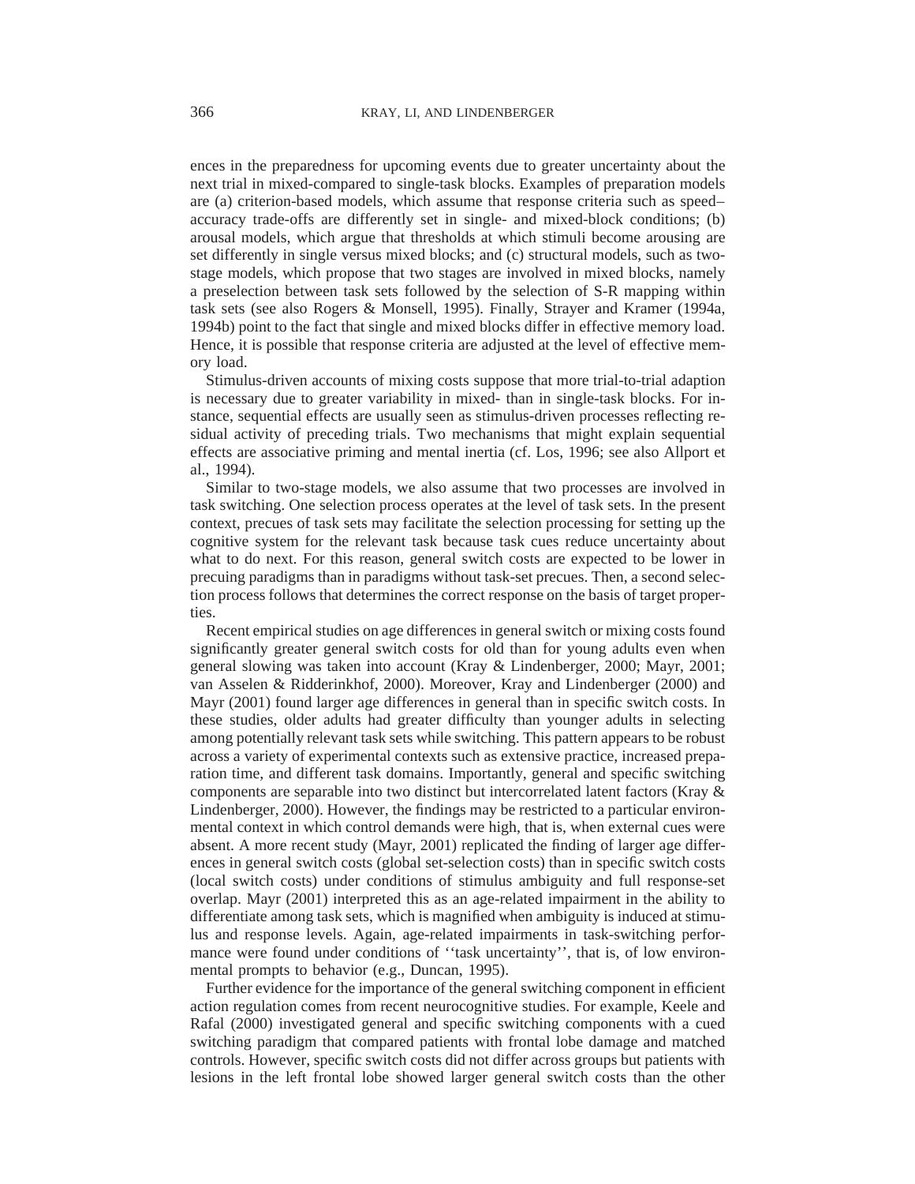ences in the preparedness for upcoming events due to greater uncertainty about the next trial in mixed-compared to single-task blocks. Examples of preparation models are (a) criterion-based models, which assume that response criteria such as speed–accuracy trade-offs are differently set in single- and mixed-block conditions; (b) arousal models, which argue that thresholds at which stimuli become arousing are set differently in single versus mixed blocks; and (c) structural models, such as two-stage models, which propose that two stages are involved in mixed blocks, namely a preselection between task sets followed by the selection of S-R mapping within task sets (see also Rogers & Monsell, 1995). Finally, Strayer and Kramer (1994a, 1994b) point to the fact that single and mixed blocks differ in effective memory load. Hence, it is possible that response criteria are adjusted at the level of effective memory load.

Stimulus-driven accounts of mixing costs suppose that more trial-to-trial adaption is necessary due to greater variability in mixed- than in single-task blocks. For instance, sequential effects are usually seen as stimulus-driven processes reflecting residual activity of preceding trials. Two mechanisms that might explain sequential effects are associative priming and mental inertia (cf. Los, 1996; see also Allport et al., 1994).

Similar to two-stage models, we also assume that two processes are involved in task switching. One selection process operates at the level of task sets. In the present context, precues of task sets may facilitate the selection processing for setting up the cognitive system for the relevant task because task cues reduce uncertainty about what to do next. For this reason, general switch costs are expected to be lower in precuing paradigms than in paradigms without task-set precues. Then, a second selection process follows that determines the correct response on the basis of target properties.

Recent empirical studies on age differences in general switch or mixing costs found significantly greater general switch costs for old than for young adults even when general slowing was taken into account (Kray & Lindenberger, 2000; Mayr, 2001; van Asselen & Ridderinkhof, 2000). Moreover, Kray and Lindenberger (2000) and Mayr (2001) found larger age differences in general than in specific switch costs. In these studies, older adults had greater difficulty than younger adults in selecting among potentially relevant task sets while switching. This pattern appears to be robust across a variety of experimental contexts such as extensive practice, increased preparation time, and different task domains. Importantly, general and specific switching components are separable into two distinct but intercorrelated latent factors (Kray & Lindenberger, 2000). However, the findings may be restricted to a particular environmental context in which control demands were high, that is, when external cues were absent. A more recent study (Mayr, 2001) replicated the finding of larger age differences in general switch costs (global set-selection costs) than in specific switch costs (local switch costs) under conditions of stimulus ambiguity and full response-set overlap. Mayr (2001) interpreted this as an age-related impairment in the ability to differentiate among task sets, which is magnified when ambiguity is induced at stimulus and response levels. Again, age-related impairments in task-switching performance were found under conditions of ''task uncertainty'', that is, of low environmental prompts to behavior (e.g., Duncan, 1995).

Further evidence for the importance of the general switching component in efficient action regulation comes from recent neurocognitive studies. For example, Keele and Rafal (2000) investigated general and specific switching components with a cued switching paradigm that compared patients with frontal lobe damage and matched controls. However, specific switch costs did not differ across groups but patients with lesions in the left frontal lobe showed larger general switch costs than the other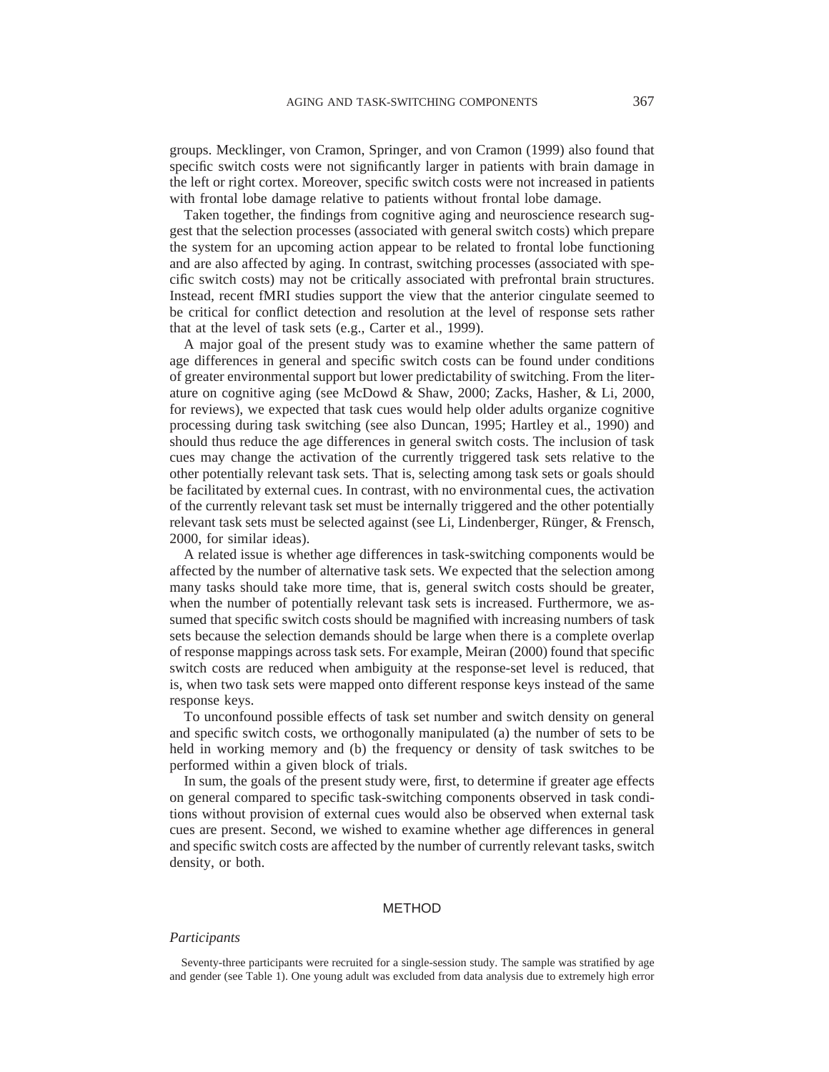groups. Mecklinger, von Cramon, Springer, and von Cramon (1999) also found that specific switch costs were not significantly larger in patients with brain damage in the left or right cortex. Moreover, specific switch costs were not increased in patients with frontal lobe damage relative to patients without frontal lobe damage.

Taken together, the findings from cognitive aging and neuroscience research suggest that the selection processes (associated with general switch costs) which prepare the system for an upcoming action appear to be related to frontal lobe functioning and are also affected by aging. In contrast, switching processes (associated with specific switch costs) may not be critically associated with prefrontal brain structures. Instead, recent fMRI studies support the view that the anterior cingulate seemed to be critical for conflict detection and resolution at the level of response sets rather that at the level of task sets (e.g., Carter et al., 1999).

A major goal of the present study was to examine whether the same pattern of age differences in general and specific switch costs can be found under conditions of greater environmental support but lower predictability of switching. From the literature on cognitive aging (see McDowd & Shaw, 2000; Zacks, Hasher, & Li, 2000, for reviews), we expected that task cues would help older adults organize cognitive processing during task switching (see also Duncan, 1995; Hartley et al., 1990) and should thus reduce the age differences in general switch costs. The inclusion of task cues may change the activation of the currently triggered task sets relative to the other potentially relevant task sets. That is, selecting among task sets or goals should be facilitated by external cues. In contrast, with no environmental cues, the activation of the currently relevant task set must be internally triggered and the other potentially relevant task sets must be selected against (see Li, Lindenberger, Rünger, & Frensch, 2000, for similar ideas).

A related issue is whether age differences in task-switching components would be affected by the number of alternative task sets. We expected that the selection among many tasks should take more time, that is, general switch costs should be greater, when the number of potentially relevant task sets is increased. Furthermore, we assumed that specific switch costs should be magnified with increasing numbers of task sets because the selection demands should be large when there is a complete overlap of response mappings across task sets. For example, Meiran (2000) found that specific switch costs are reduced when ambiguity at the response-set level is reduced, that is, when two task sets were mapped onto different response keys instead of the same response keys.

To unconfound possible effects of task set number and switch density on general and specific switch costs, we orthogonally manipulated (a) the number of sets to be held in working memory and (b) the frequency or density of task switches to be performed within a given block of trials.

In sum, the goals of the present study were, first, to determine if greater age effects on general compared to specific task-switching components observed in task conditions without provision of external cues would also be observed when external task cues are present. Second, we wished to examine whether age differences in general and specific switch costs are affected by the number of currently relevant tasks, switch density, or both.

## METHOD

### *Participants*

Seventy-three participants were recruited for a single-session study. The sample was stratified by age and gender (see Table 1). One young adult was excluded from data analysis due to extremely high error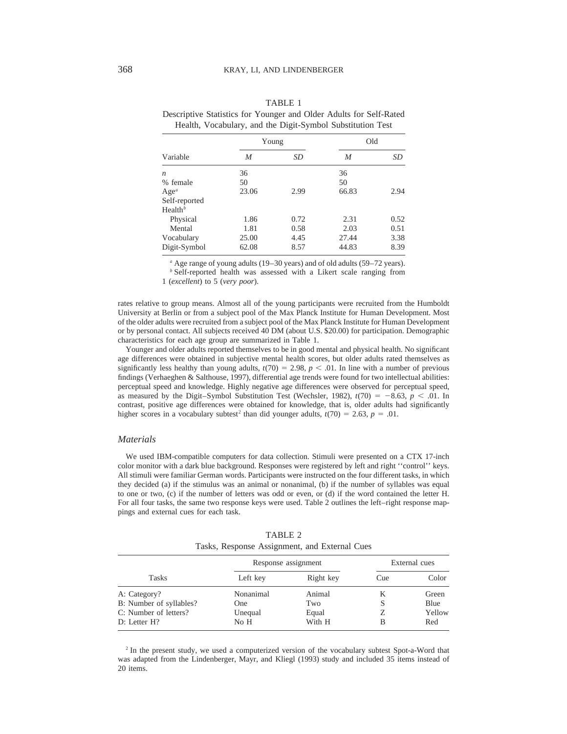TABLE 1
Descriptive Statistics for Younger and Older Adults for Self-Rated Health, Vocabulary, and the Digit-Symbol Substitution Test

| Variable | Young | | Old | |
|---|---|---|---|---|
| | *M* | *SD* | *M* | *SD* |
| *n* | 36 | | 36 | |
| % female | 50 | | 50 | |
| Age[a] | 23.06 | 2.99 | 66.83 | 2.94 |
| Self-reported Health[b] | | | | |
| Physical | 1.86 | 0.72 | 2.31 | 0.52 |
| Mental | 1.81 | 0.58 | 2.03 | 0.51 |
| Vocabulary | 25.00 | 4.45 | 27.44 | 3.38 |
| Digit-Symbol | 62.08 | 8.57 | 44.83 | 8.39 |

[a] Age range of young adults (19–30 years) and of old adults (59–72 years).

[b] Self-reported health was assessed with a Likert scale ranging from 1 (*excellent*) to 5 (*very poor*).

rates relative to group means. Almost all of the young participants were recruited from the Humboldt University at Berlin or from a subject pool of the Max Planck Institute for Human Development. Most of the older adults were recruited from a subject pool of the Max Planck Institute for Human Development or by personal contact. All subjects received 40 DM (about U.S. $20.00) for participation. Demographic characteristics for each age group are summarized in Table 1.

Younger and older adults reported themselves to be in good mental and physical health. No significant age differences were obtained in subjective mental health scores, but older adults rated themselves as significantly less healthy than young adults, $t(70) = 2.98$, $p < .01$. In line with a number of previous findings (Verhaeghen & Salthouse, 1997), differential age trends were found for two intellectual abilities: perceptual speed and knowledge. Highly negative age differences were observed for perceptual speed, as measured by the Digit–Symbol Substitution Test (Wechsler, 1982), $t(70) = -8.63$, $p < .01$. In contrast, positive age differences were obtained for knowledge, that is, older adults had significantly higher scores in a vocabulary subtest[2] than did younger adults, $t(70) = 2.63$, $p = .01$.

### *Materials*

We used IBM-compatible computers for data collection. Stimuli were presented on a CTX 17-inch color monitor with a dark blue background. Responses were registered by left and right ''control'' keys. All stimuli were familiar German words. Participants were instructed on the four different tasks, in which they decided (a) if the stimulus was an animal or nonanimal, (b) if the number of syllables was equal to one or two, (c) if the number of letters was odd or even, or (d) if the word contained the letter H. For all four tasks, the same two response keys were used. Table 2 outlines the left–right response mappings and external cues for each task.

TABLE 2
Tasks, Response Assignment, and External Cues

| Tasks | Response assignment | | External cues | |
|---|---|---|---|---|
| | Left key | Right key | Cue | Color |
| A: Category? | Nonanimal | Animal | K | Green |
| B: Number of syllables? | One | Two | S | Blue |
| C: Number of letters? | Unequal | Equal | Z | Yellow |
| D: Letter H? | No H | With H | B | Red |

[2] In the present study, we used a computerized version of the vocabulary subtest Spot-a-Word that was adapted from the Lindenberger, Mayr, and Kliegl (1993) study and included 35 items instead of 20 items.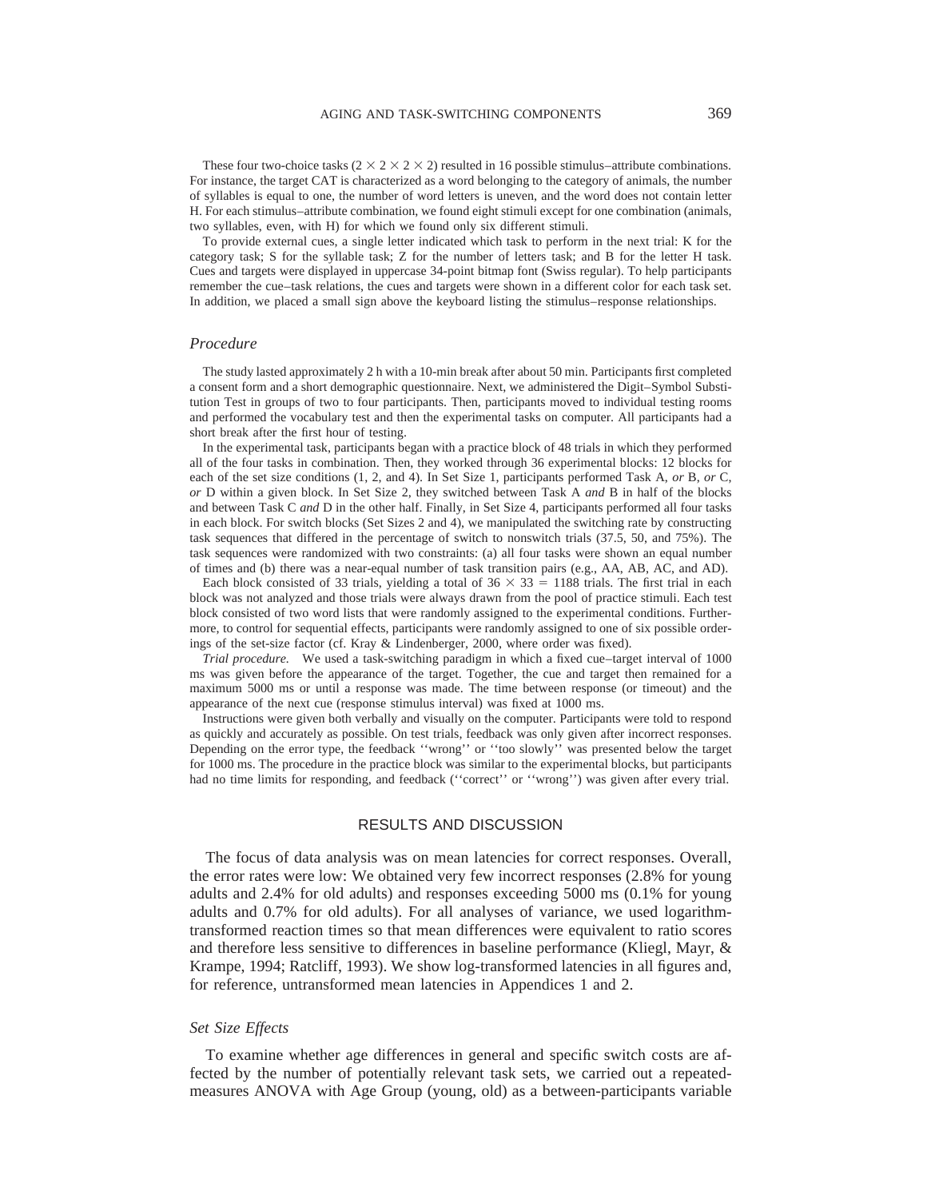These four two-choice tasks ($2 \times 2 \times 2 \times 2$) resulted in 16 possible stimulus–attribute combinations. For instance, the target CAT is characterized as a word belonging to the category of animals, the number of syllables is equal to one, the number of word letters is uneven, and the word does not contain letter H. For each stimulus–attribute combination, we found eight stimuli except for one combination (animals, two syllables, even, with H) for which we found only six different stimuli.

To provide external cues, a single letter indicated which task to perform in the next trial: K for the category task; S for the syllable task; Z for the number of letters task; and B for the letter H task. Cues and targets were displayed in uppercase 34-point bitmap font (Swiss regular). To help participants remember the cue–task relations, the cues and targets were shown in a different color for each task set. In addition, we placed a small sign above the keyboard listing the stimulus–response relationships.

### *Procedure*

The study lasted approximately 2 h with a 10-min break after about 50 min. Participants first completed a consent form and a short demographic questionnaire. Next, we administered the Digit–Symbol Substitution Test in groups of two to four participants. Then, participants moved to individual testing rooms and performed the vocabulary test and then the experimental tasks on computer. All participants had a short break after the first hour of testing.

In the experimental task, participants began with a practice block of 48 trials in which they performed all of the four tasks in combination. Then, they worked through 36 experimental blocks: 12 blocks for each of the set size conditions (1, 2, and 4). In Set Size 1, participants performed Task A, *or* B, *or* C, *or* D within a given block. In Set Size 2, they switched between Task A *and* B in half of the blocks and between Task C *and* D in the other half. Finally, in Set Size 4, participants performed all four tasks in each block. For switch blocks (Set Sizes 2 and 4), we manipulated the switching rate by constructing task sequences that differed in the percentage of switch to nonswitch trials (37.5, 50, and 75%). The task sequences were randomized with two constraints: (a) all four tasks were shown an equal number of times and (b) there was a near-equal number of task transition pairs (e.g., AA, AB, AC, and AD).

Each block consisted of 33 trials, yielding a total of $36 \times 33 = 1188$ trials. The first trial in each block was not analyzed and those trials were always drawn from the pool of practice stimuli. Each test block consisted of two word lists that were randomly assigned to the experimental conditions. Furthermore, to control for sequential effects, participants were randomly assigned to one of six possible orderings of the set-size factor (cf. Kray & Lindenberger, 2000, where order was fixed).

*Trial procedure.* We used a task-switching paradigm in which a fixed cue–target interval of 1000 ms was given before the appearance of the target. Together, the cue and target then remained for a maximum 5000 ms or until a response was made. The time between response (or timeout) and the appearance of the next cue (response stimulus interval) was fixed at 1000 ms.

Instructions were given both verbally and visually on the computer. Participants were told to respond as quickly and accurately as possible. On test trials, feedback was only given after incorrect responses. Depending on the error type, the feedback ''wrong'' or ''too slowly'' was presented below the target for 1000 ms. The procedure in the practice block was similar to the experimental blocks, but participants had no time limits for responding, and feedback (''correct'' or ''wrong'') was given after every trial.

## RESULTS AND DISCUSSION

The focus of data analysis was on mean latencies for correct responses. Overall, the error rates were low: We obtained very few incorrect responses (2.8% for young adults and 2.4% for old adults) and responses exceeding 5000 ms (0.1% for young adults and 0.7% for old adults). For all analyses of variance, we used logarithm-transformed reaction times so that mean differences were equivalent to ratio scores and therefore less sensitive to differences in baseline performance (Kliegl, Mayr, & Krampe, 1994; Ratcliff, 1993). We show log-transformed latencies in all figures and, for reference, untransformed mean latencies in Appendices 1 and 2.

### *Set Size Effects*

To examine whether age differences in general and specific switch costs are affected by the number of potentially relevant task sets, we carried out a repeated-measures ANOVA with Age Group (young, old) as a between-participants variable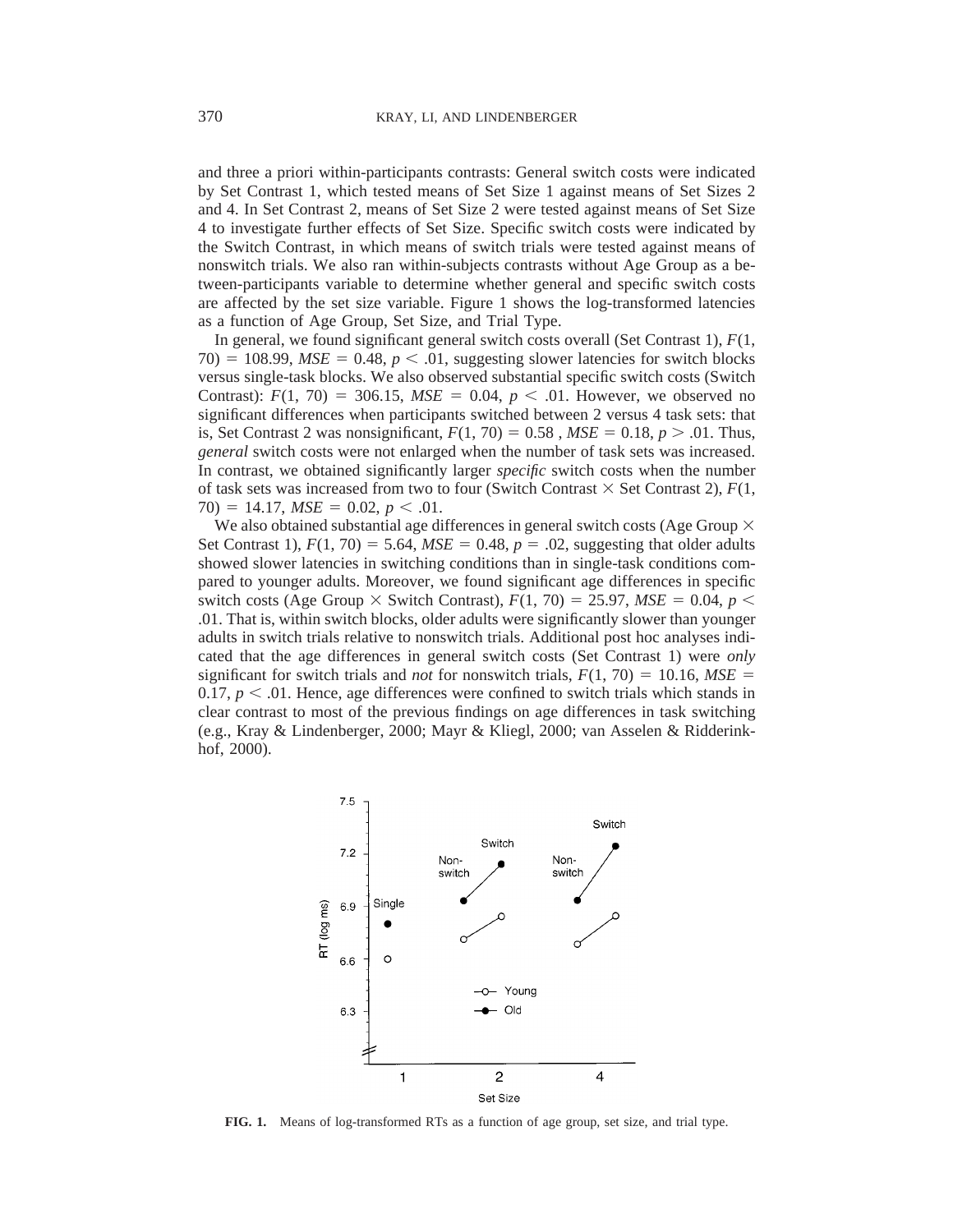and three a priori within-participants contrasts: General switch costs were indicated by Set Contrast 1, which tested means of Set Size 1 against means of Set Sizes 2 and 4. In Set Contrast 2, means of Set Size 2 were tested against means of Set Size 4 to investigate further effects of Set Size. Specific switch costs were indicated by the Switch Contrast, in which means of switch trials were tested against means of nonswitch trials. We also ran within-subjects contrasts without Age Group as a between-participants variable to determine whether general and specific switch costs are affected by the set size variable. Figure 1 shows the log-transformed latencies as a function of Age Group, Set Size, and Trial Type.

In general, we found significant general switch costs overall (Set Contrast 1), $F(1, 70) = 108.99$, $MSE = 0.48$, $p < .01$, suggesting slower latencies for switch blocks versus single-task blocks. We also observed substantial specific switch costs (Switch Contrast): $F(1, 70) = 306.15$, $MSE = 0.04$, $p < .01$. However, we observed no significant differences when participants switched between 2 versus 4 task sets: that is, Set Contrast 2 was nonsignificant, $F(1, 70) = 0.58$ , $MSE = 0.18$, $p > .01$. Thus, *general* switch costs were not enlarged when the number of task sets was increased. In contrast, we obtained significantly larger *specific* switch costs when the number of task sets was increased from two to four (Switch Contrast $\times$ Set Contrast 2), $F(1, 70) = 14.17$, $MSE = 0.02$, $p < .01$.

We also obtained substantial age differences in general switch costs (Age Group $\times$ Set Contrast 1), $F(1, 70) = 5.64$, $MSE = 0.48$, $p = .02$, suggesting that older adults showed slower latencies in switching conditions than in single-task conditions compared to younger adults. Moreover, we found significant age differences in specific switch costs (Age Group $\times$ Switch Contrast), $F(1, 70) = 25.97$, $MSE = 0.04$, $p < .01$. That is, within switch blocks, older adults were significantly slower than younger adults in switch trials relative to nonswitch trials. Additional post hoc analyses indicated that the age differences in general switch costs (Set Contrast 1) were *only* significant for switch trials and *not* for nonswitch trials, $F(1, 70) = 10.16$, $MSE = 0.17$, $p < .01$. Hence, age differences were confined to switch trials which stands in clear contrast to most of the previous findings on age differences in task switching (e.g., Kray & Lindenberger, 2000; Mayr & Kliegl, 2000; van Asselen & Ridderinkhof, 2000).

**FIG. 1.** Means of log-transformed RTs as a function of age group, set size, and trial type.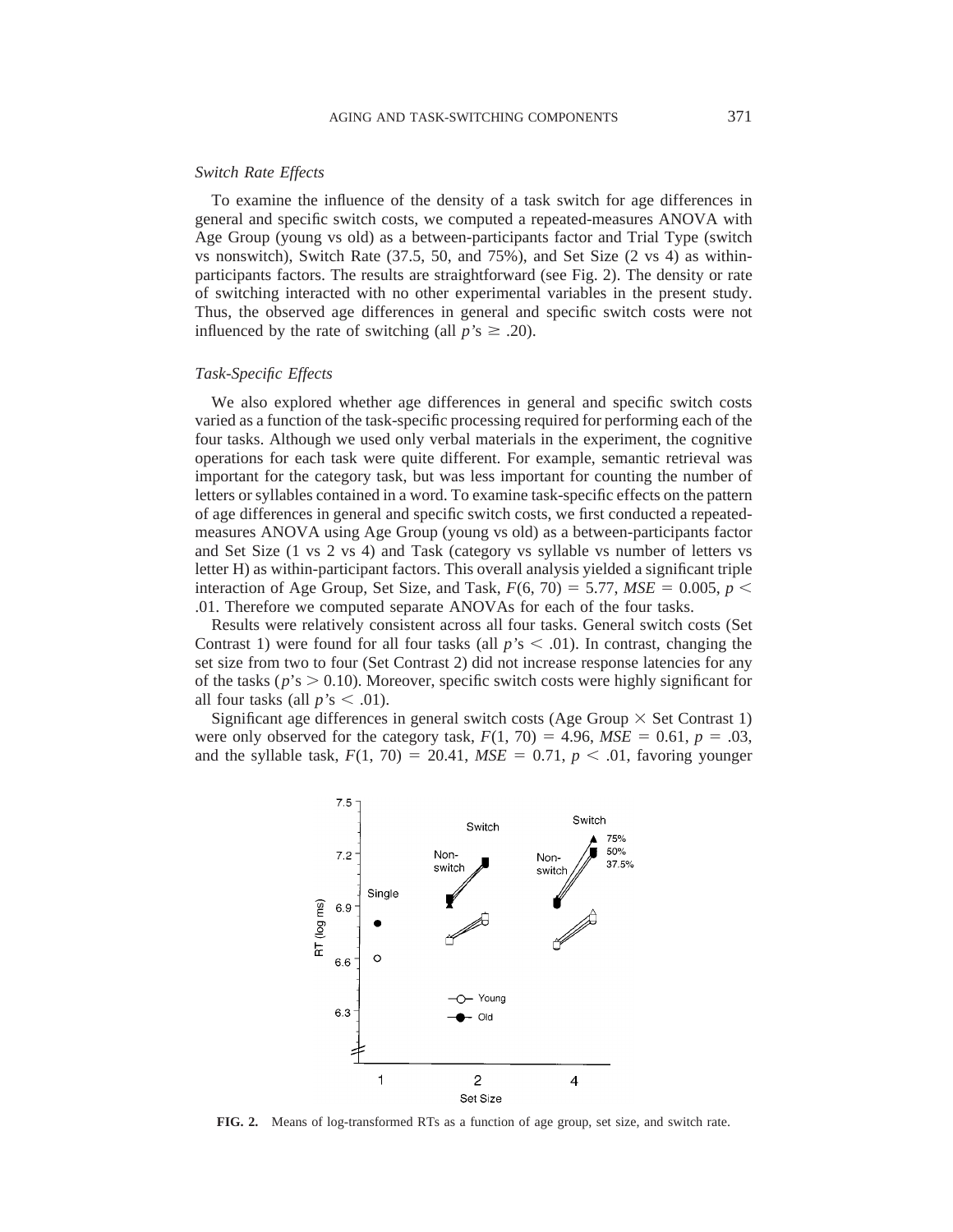### *Switch Rate Effects*

To examine the influence of the density of a task switch for age differences in general and specific switch costs, we computed a repeated-measures ANOVA with Age Group (young vs old) as a between-participants factor and Trial Type (switch vs nonswitch), Switch Rate (37.5, 50, and 75%), and Set Size (2 vs 4) as within-participants factors. The results are straightforward (see Fig. 2). The density or rate of switching interacted with no other experimental variables in the present study. Thus, the observed age differences in general and specific switch costs were not influenced by the rate of switching (all $p$'s $\geq .20$).

### *Task-Specific Effects*

We also explored whether age differences in general and specific switch costs varied as a function of the task-specific processing required for performing each of the four tasks. Although we used only verbal materials in the experiment, the cognitive operations for each task were quite different. For example, semantic retrieval was important for the category task, but was less important for counting the number of letters or syllables contained in a word. To examine task-specific effects on the pattern of age differences in general and specific switch costs, we first conducted a repeated-measures ANOVA using Age Group (young vs old) as a between-participants factor and Set Size (1 vs 2 vs 4) and Task (category vs syllable vs number of letters vs letter H) as within-participant factors. This overall analysis yielded a significant triple interaction of Age Group, Set Size, and Task, $F(6, 70) = 5.77$, $MSE = 0.005$, $p < .01$. Therefore we computed separate ANOVAs for each of the four tasks.

Results were relatively consistent across all four tasks. General switch costs (Set Contrast 1) were found for all four tasks (all $p$'s $< .01$). In contrast, changing the set size from two to four (Set Contrast 2) did not increase response latencies for any of the tasks ($p$'s $> 0.10$). Moreover, specific switch costs were highly significant for all four tasks (all $p$'s $< .01$).

Significant age differences in general switch costs (Age Group $\times$ Set Contrast 1) were only observed for the category task, $F(1, 70) = 4.96$, $MSE = 0.61$, $p = .03$, and the syllable task, $F(1, 70) = 20.41$, $MSE = 0.71$, $p < .01$, favoring younger

**FIG. 2.** Means of log-transformed RTs as a function of age group, set size, and switch rate.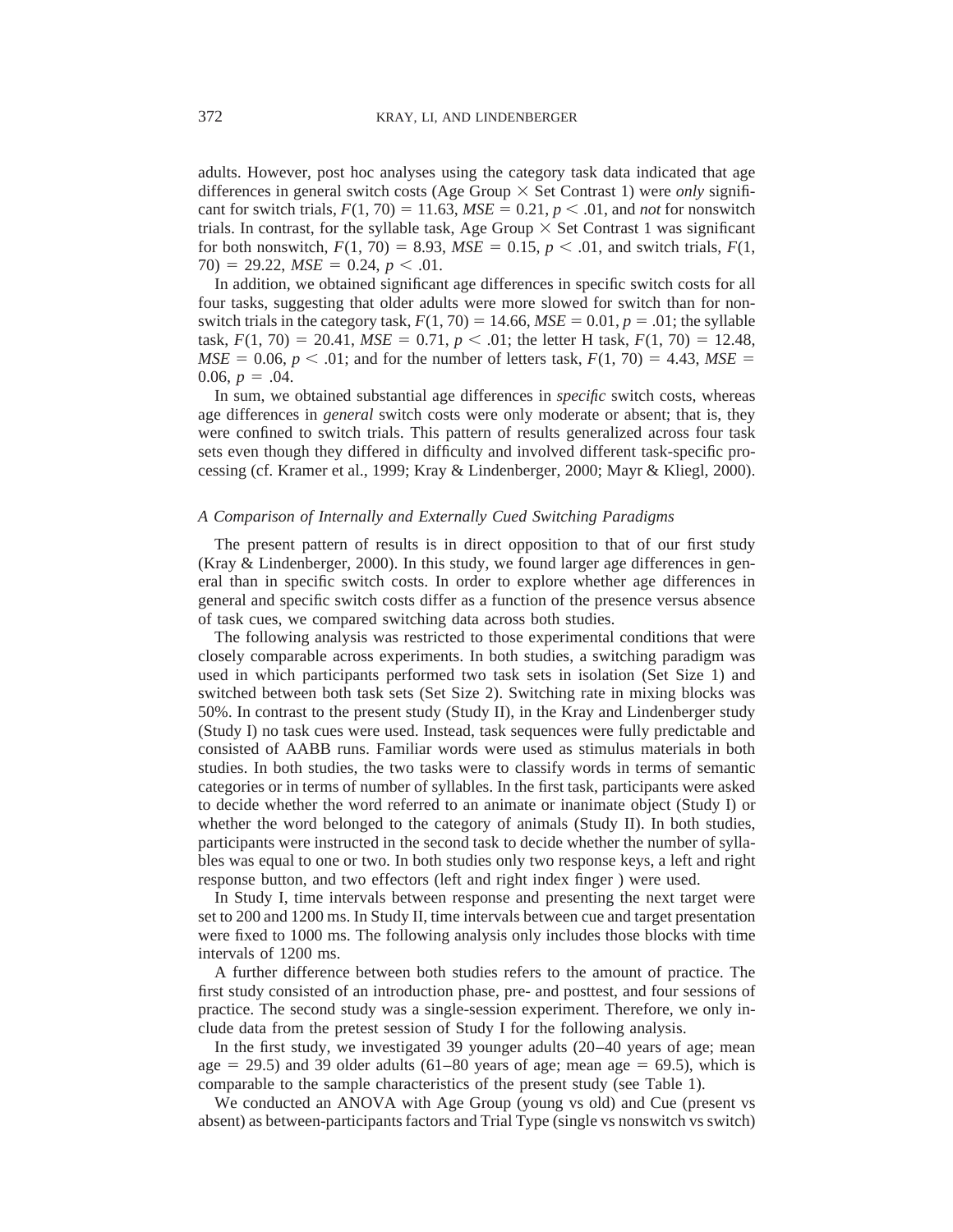adults. However, post hoc analyses using the category task data indicated that age differences in general switch costs (Age Group × Set Contrast 1) were *only* significant for switch trials, $F(1, 70) = 11.63$, $MSE = 0.21$, $p < .01$, and *not* for nonswitch trials. In contrast, for the syllable task, Age Group × Set Contrast 1 was significant for both nonswitch, $F(1, 70) = 8.93$, $MSE = 0.15$, $p < .01$, and switch trials, $F(1, 70) = 29.22$, $MSE = 0.24$, $p < .01$.

In addition, we obtained significant age differences in specific switch costs for all four tasks, suggesting that older adults were more slowed for switch than for nonswitch trials in the category task, $F(1, 70) = 14.66$, $MSE = 0.01$, $p = .01$; the syllable task, $F(1, 70) = 20.41$, $MSE = 0.71$, $p < .01$; the letter H task, $F(1, 70) = 12.48$, $MSE = 0.06$, $p < .01$; and for the number of letters task, $F(1, 70) = 4.43$, $MSE = 0.06$, $p = .04$.

In sum, we obtained substantial age differences in *specific* switch costs, whereas age differences in *general* switch costs were only moderate or absent; that is, they were confined to switch trials. This pattern of results generalized across four task sets even though they differed in difficulty and involved different task-specific processing (cf. Kramer et al., 1999; Kray & Lindenberger, 2000; Mayr & Kliegl, 2000).

### *A Comparison of Internally and Externally Cued Switching Paradigms*

The present pattern of results is in direct opposition to that of our first study (Kray & Lindenberger, 2000). In this study, we found larger age differences in general than in specific switch costs. In order to explore whether age differences in general and specific switch costs differ as a function of the presence versus absence of task cues, we compared switching data across both studies.

The following analysis was restricted to those experimental conditions that were closely comparable across experiments. In both studies, a switching paradigm was used in which participants performed two task sets in isolation (Set Size 1) and switched between both task sets (Set Size 2). Switching rate in mixing blocks was 50%. In contrast to the present study (Study II), in the Kray and Lindenberger study (Study I) no task cues were used. Instead, task sequences were fully predictable and consisted of AABB runs. Familiar words were used as stimulus materials in both studies. In both studies, the two tasks were to classify words in terms of semantic categories or in terms of number of syllables. In the first task, participants were asked to decide whether the word referred to an animate or inanimate object (Study I) or whether the word belonged to the category of animals (Study II). In both studies, participants were instructed in the second task to decide whether the number of syllables was equal to one or two. In both studies only two response keys, a left and right response button, and two effectors (left and right index finger ) were used.

In Study I, time intervals between response and presenting the next target were set to 200 and 1200 ms. In Study II, time intervals between cue and target presentation were fixed to 1000 ms. The following analysis only includes those blocks with time intervals of 1200 ms.

A further difference between both studies refers to the amount of practice. The first study consisted of an introduction phase, pre- and posttest, and four sessions of practice. The second study was a single-session experiment. Therefore, we only include data from the pretest session of Study I for the following analysis.

In the first study, we investigated 39 younger adults (20–40 years of age; mean age = 29.5) and 39 older adults (61–80 years of age; mean age = 69.5), which is comparable to the sample characteristics of the present study (see Table 1).

We conducted an ANOVA with Age Group (young vs old) and Cue (present vs absent) as between-participants factors and Trial Type (single vs nonswitch vs switch)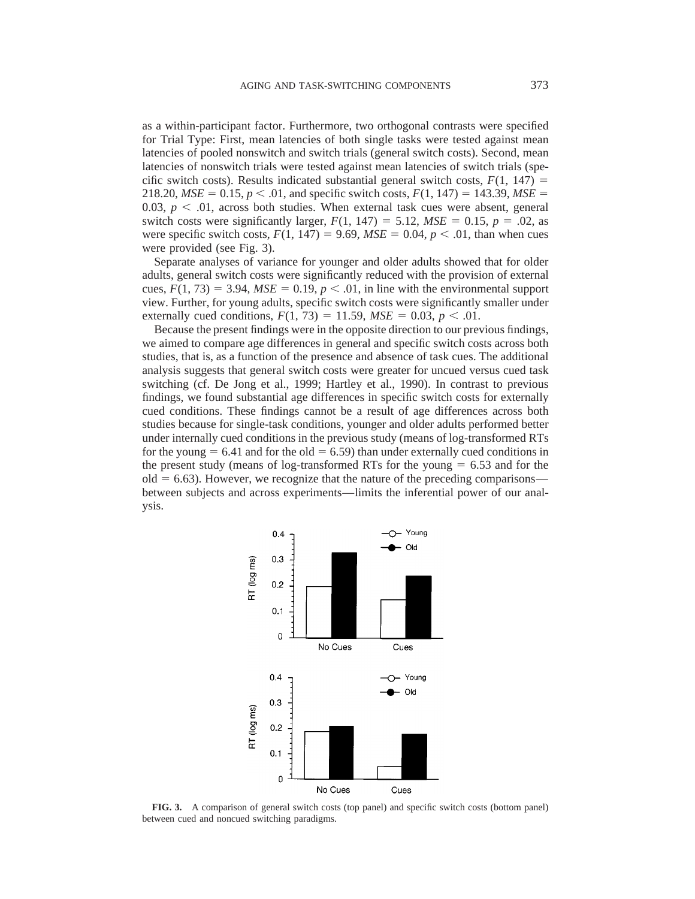as a within-participant factor. Furthermore, two orthogonal contrasts were specified for Trial Type: First, mean latencies of both single tasks were tested against mean latencies of pooled nonswitch and switch trials (general switch costs). Second, mean latencies of nonswitch trials were tested against mean latencies of switch trials (specific switch costs). Results indicated substantial general switch costs, $F(1, 147) = 218.20$, $MSE = 0.15$, $p < .01$, and specific switch costs, $F(1, 147) = 143.39$, $MSE = 0.03$, $p < .01$, across both studies. When external task cues were absent, general switch costs were significantly larger, $F(1, 147) = 5.12$, $MSE = 0.15$, $p = .02$, as were specific switch costs, $F(1, 147) = 9.69$, $MSE = 0.04$, $p < .01$, than when cues were provided (see Fig. 3).

Separate analyses of variance for younger and older adults showed that for older adults, general switch costs were significantly reduced with the provision of external cues, $F(1, 73) = 3.94$, $MSE = 0.19$, $p < .01$, in line with the environmental support view. Further, for young adults, specific switch costs were significantly smaller under externally cued conditions, $F(1, 73) = 11.59$, $MSE = 0.03$, $p < .01$.

Because the present findings were in the opposite direction to our previous findings, we aimed to compare age differences in general and specific switch costs across both studies, that is, as a function of the presence and absence of task cues. The additional analysis suggests that general switch costs were greater for uncued versus cued task switching (cf. De Jong et al., 1999; Hartley et al., 1990). In contrast to previous findings, we found substantial age differences in specific switch costs for externally cued conditions. These findings cannot be a result of age differences across both studies because for single-task conditions, younger and older adults performed better under internally cued conditions in the previous study (means of log-transformed RTs for the young = 6.41 and for the old = 6.59) than under externally cued conditions in the present study (means of log-transformed RTs for the young = 6.53 and for the old = 6.63). However, we recognize that the nature of the preceding comparisons—between subjects and across experiments—limits the inferential power of our analysis.

**FIG. 3.** A comparison of general switch costs (top panel) and specific switch costs (bottom panel) between cued and noncued switching paradigms.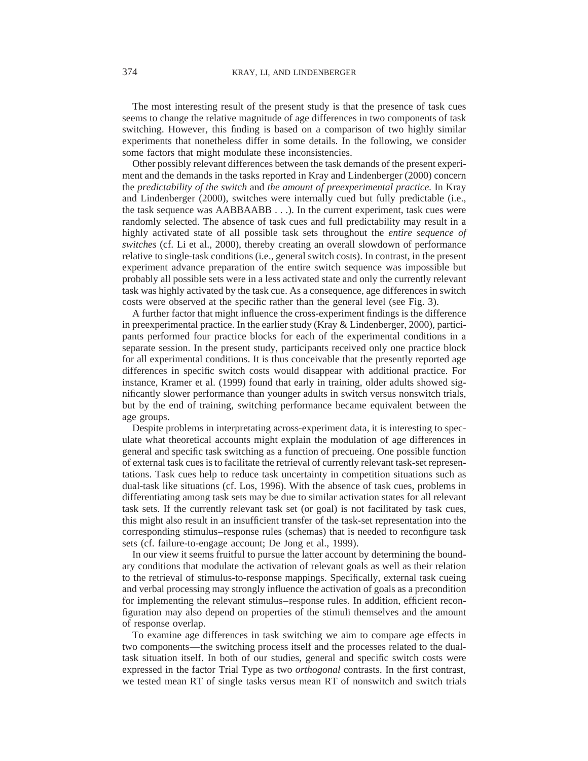The most interesting result of the present study is that the presence of task cues seems to change the relative magnitude of age differences in two components of task switching. However, this finding is based on a comparison of two highly similar experiments that nonetheless differ in some details. In the following, we consider some factors that might modulate these inconsistencies.

Other possibly relevant differences between the task demands of the present experiment and the demands in the tasks reported in Kray and Lindenberger (2000) concern the *predictability of the switch* and *the amount of preexperimental practice.* In Kray and Lindenberger (2000), switches were internally cued but fully predictable (i.e., the task sequence was AABBAABB . . .). In the current experiment, task cues were randomly selected. The absence of task cues and full predictability may result in a highly activated state of all possible task sets throughout the *entire sequence of switches* (cf. Li et al., 2000), thereby creating an overall slowdown of performance relative to single-task conditions (i.e., general switch costs). In contrast, in the present experiment advance preparation of the entire switch sequence was impossible but probably all possible sets were in a less activated state and only the currently relevant task was highly activated by the task cue. As a consequence, age differences in switch costs were observed at the specific rather than the general level (see Fig. 3).

A further factor that might influence the cross-experiment findings is the difference in preexperimental practice. In the earlier study (Kray & Lindenberger, 2000), participants performed four practice blocks for each of the experimental conditions in a separate session. In the present study, participants received only one practice block for all experimental conditions. It is thus conceivable that the presently reported age differences in specific switch costs would disappear with additional practice. For instance, Kramer et al. (1999) found that early in training, older adults showed significantly slower performance than younger adults in switch versus nonswitch trials, but by the end of training, switching performance became equivalent between the age groups.

Despite problems in interpretating across-experiment data, it is interesting to speculate what theoretical accounts might explain the modulation of age differences in general and specific task switching as a function of precueing. One possible function of external task cues is to facilitate the retrieval of currently relevant task-set representations. Task cues help to reduce task uncertainty in competition situations such as dual-task like situations (cf. Los, 1996). With the absence of task cues, problems in differentiating among task sets may be due to similar activation states for all relevant task sets. If the currently relevant task set (or goal) is not facilitated by task cues, this might also result in an insufficient transfer of the task-set representation into the corresponding stimulus–response rules (schemas) that is needed to reconfigure task sets (cf. failure-to-engage account; De Jong et al., 1999).

In our view it seems fruitful to pursue the latter account by determining the boundary conditions that modulate the activation of relevant goals as well as their relation to the retrieval of stimulus-to-response mappings. Specifically, external task cueing and verbal processing may strongly influence the activation of goals as a precondition for implementing the relevant stimulus–response rules. In addition, efficient reconfiguration may also depend on properties of the stimuli themselves and the amount of response overlap.

To examine age differences in task switching we aim to compare age effects in two components—the switching process itself and the processes related to the dual-task situation itself. In both of our studies, general and specific switch costs were expressed in the factor Trial Type as two *orthogonal* contrasts. In the first contrast, we tested mean RT of single tasks versus mean RT of nonswitch and switch trials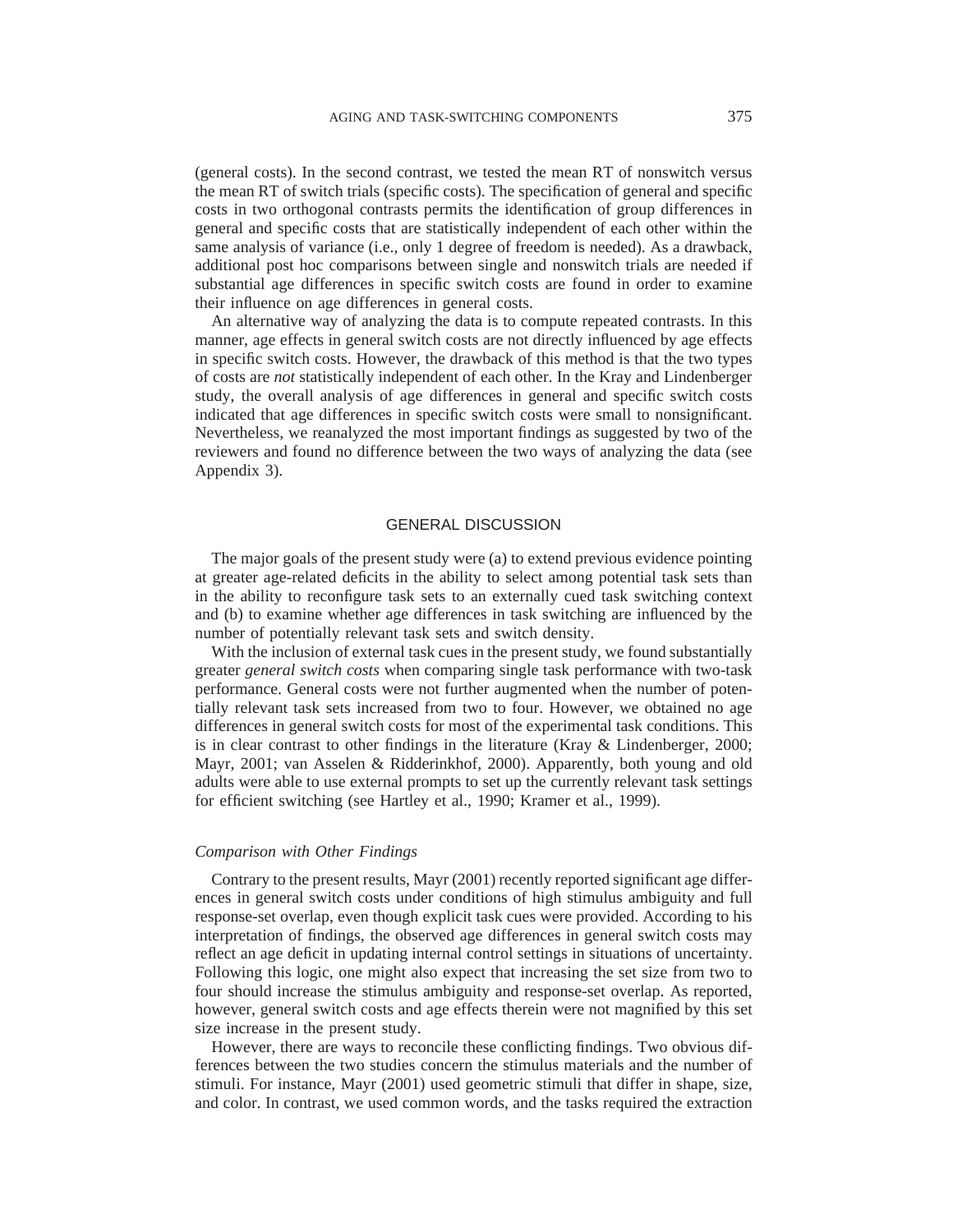(general costs). In the second contrast, we tested the mean RT of nonswitch versus the mean RT of switch trials (specific costs). The specification of general and specific costs in two orthogonal contrasts permits the identification of group differences in general and specific costs that are statistically independent of each other within the same analysis of variance (i.e., only 1 degree of freedom is needed). As a drawback, additional post hoc comparisons between single and nonswitch trials are needed if substantial age differences in specific switch costs are found in order to examine their influence on age differences in general costs.

An alternative way of analyzing the data is to compute repeated contrasts. In this manner, age effects in general switch costs are not directly influenced by age effects in specific switch costs. However, the drawback of this method is that the two types of costs are *not* statistically independent of each other. In the Kray and Lindenberger study, the overall analysis of age differences in general and specific switch costs indicated that age differences in specific switch costs were small to nonsignificant. Nevertheless, we reanalyzed the most important findings as suggested by two of the reviewers and found no difference between the two ways of analyzing the data (see Appendix 3).

## GENERAL DISCUSSION

The major goals of the present study were (a) to extend previous evidence pointing at greater age-related deficits in the ability to select among potential task sets than in the ability to reconfigure task sets to an externally cued task switching context and (b) to examine whether age differences in task switching are influenced by the number of potentially relevant task sets and switch density.

With the inclusion of external task cues in the present study, we found substantially greater *general switch costs* when comparing single task performance with two-task performance. General costs were not further augmented when the number of potentially relevant task sets increased from two to four. However, we obtained no age differences in general switch costs for most of the experimental task conditions. This is in clear contrast to other findings in the literature (Kray & Lindenberger, 2000; Mayr, 2001; van Asselen & Ridderinkhof, 2000). Apparently, both young and old adults were able to use external prompts to set up the currently relevant task settings for efficient switching (see Hartley et al., 1990; Kramer et al., 1999).

### *Comparison with Other Findings*

Contrary to the present results, Mayr (2001) recently reported significant age differences in general switch costs under conditions of high stimulus ambiguity and full response-set overlap, even though explicit task cues were provided. According to his interpretation of findings, the observed age differences in general switch costs may reflect an age deficit in updating internal control settings in situations of uncertainty. Following this logic, one might also expect that increasing the set size from two to four should increase the stimulus ambiguity and response-set overlap. As reported, however, general switch costs and age effects therein were not magnified by this set size increase in the present study.

However, there are ways to reconcile these conflicting findings. Two obvious differences between the two studies concern the stimulus materials and the number of stimuli. For instance, Mayr (2001) used geometric stimuli that differ in shape, size, and color. In contrast, we used common words, and the tasks required the extraction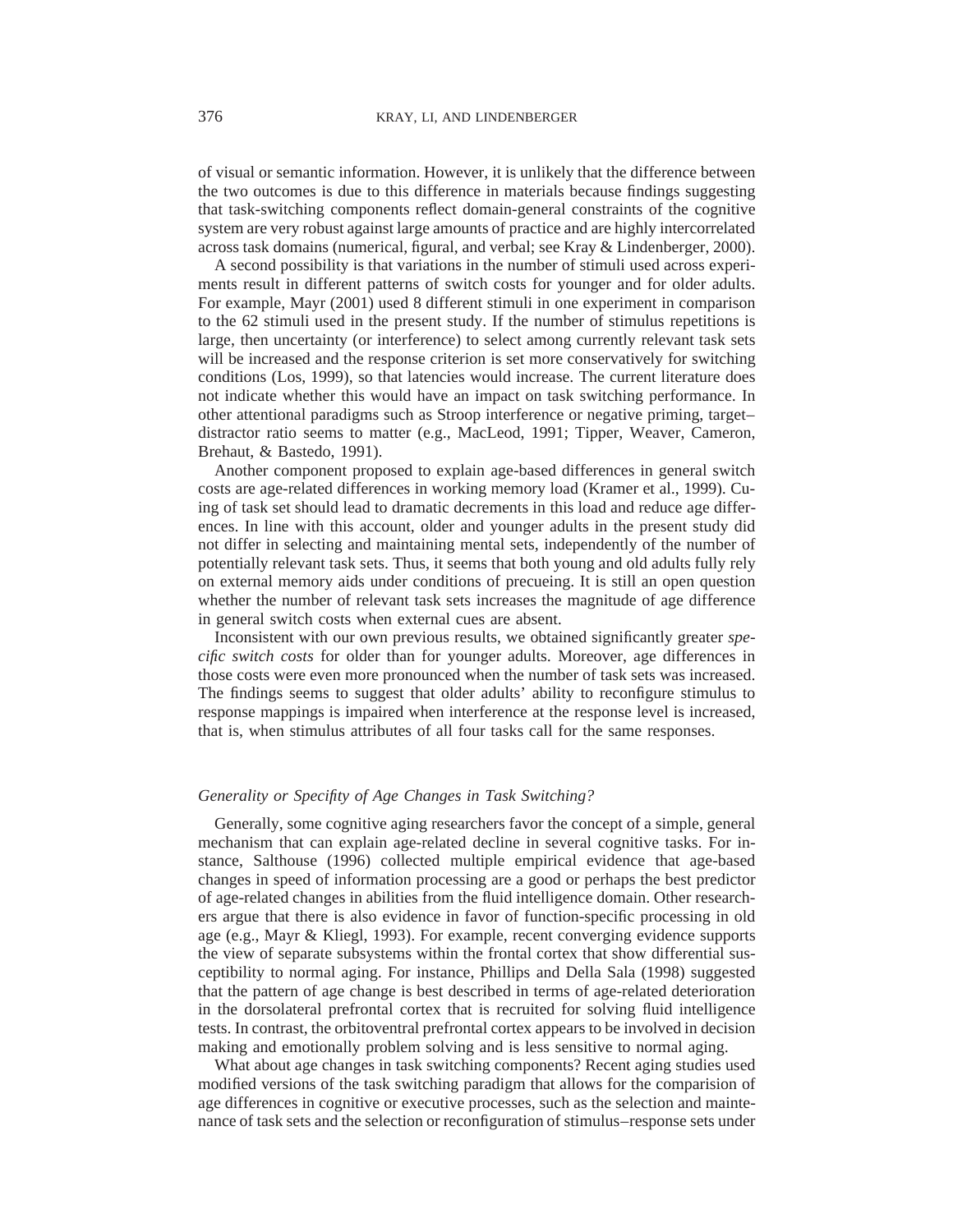of visual or semantic information. However, it is unlikely that the difference between the two outcomes is due to this difference in materials because findings suggesting that task-switching components reflect domain-general constraints of the cognitive system are very robust against large amounts of practice and are highly intercorrelated across task domains (numerical, figural, and verbal; see Kray & Lindenberger, 2000).

A second possibility is that variations in the number of stimuli used across experiments result in different patterns of switch costs for younger and for older adults. For example, Mayr (2001) used 8 different stimuli in one experiment in comparison to the 62 stimuli used in the present study. If the number of stimulus repetitions is large, then uncertainty (or interference) to select among currently relevant task sets will be increased and the response criterion is set more conservatively for switching conditions (Los, 1999), so that latencies would increase. The current literature does not indicate whether this would have an impact on task switching performance. In other attentional paradigms such as Stroop interference or negative priming, target–distractor ratio seems to matter (e.g., MacLeod, 1991; Tipper, Weaver, Cameron, Brehaut, & Bastedo, 1991).

Another component proposed to explain age-based differences in general switch costs are age-related differences in working memory load (Kramer et al., 1999). Cuing of task set should lead to dramatic decrements in this load and reduce age differences. In line with this account, older and younger adults in the present study did not differ in selecting and maintaining mental sets, independently of the number of potentially relevant task sets. Thus, it seems that both young and old adults fully rely on external memory aids under conditions of precueing. It is still an open question whether the number of relevant task sets increases the magnitude of age difference in general switch costs when external cues are absent.

Inconsistent with our own previous results, we obtained significantly greater *specific switch costs* for older than for younger adults. Moreover, age differences in those costs were even more pronounced when the number of task sets was increased. The findings seems to suggest that older adults' ability to reconfigure stimulus to response mappings is impaired when interference at the response level is increased, that is, when stimulus attributes of all four tasks call for the same responses.

### *Generality or Specifity of Age Changes in Task Switching?*

Generally, some cognitive aging researchers favor the concept of a simple, general mechanism that can explain age-related decline in several cognitive tasks. For instance, Salthouse (1996) collected multiple empirical evidence that age-based changes in speed of information processing are a good or perhaps the best predictor of age-related changes in abilities from the fluid intelligence domain. Other researchers argue that there is also evidence in favor of function-specific processing in old age (e.g., Mayr & Kliegl, 1993). For example, recent converging evidence supports the view of separate subsystems within the frontal cortex that show differential susceptibility to normal aging. For instance, Phillips and Della Sala (1998) suggested that the pattern of age change is best described in terms of age-related deterioration in the dorsolateral prefrontal cortex that is recruited for solving fluid intelligence tests. In contrast, the orbitoventral prefrontal cortex appears to be involved in decision making and emotionally problem solving and is less sensitive to normal aging.

What about age changes in task switching components? Recent aging studies used modified versions of the task switching paradigm that allows for the comparision of age differences in cognitive or executive processes, such as the selection and maintenance of task sets and the selection or reconfiguration of stimulus–response sets under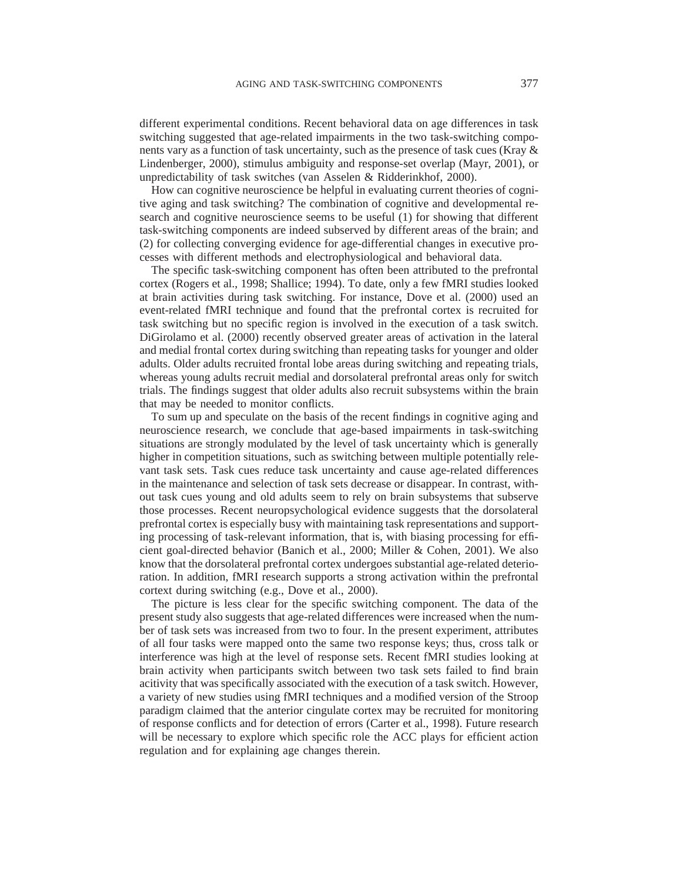different experimental conditions. Recent behavioral data on age differences in task switching suggested that age-related impairments in the two task-switching components vary as a function of task uncertainty, such as the presence of task cues (Kray & Lindenberger, 2000), stimulus ambiguity and response-set overlap (Mayr, 2001), or unpredictability of task switches (van Asselen & Ridderinkhof, 2000).

How can cognitive neuroscience be helpful in evaluating current theories of cognitive aging and task switching? The combination of cognitive and developmental research and cognitive neuroscience seems to be useful (1) for showing that different task-switching components are indeed subserved by different areas of the brain; and (2) for collecting converging evidence for age-differential changes in executive processes with different methods and electrophysiological and behavioral data.

The specific task-switching component has often been attributed to the prefrontal cortex (Rogers et al., 1998; Shallice; 1994). To date, only a few fMRI studies looked at brain activities during task switching. For instance, Dove et al. (2000) used an event-related fMRI technique and found that the prefrontal cortex is recruited for task switching but no specific region is involved in the execution of a task switch. DiGirolamo et al. (2000) recently observed greater areas of activation in the lateral and medial frontal cortex during switching than repeating tasks for younger and older adults. Older adults recruited frontal lobe areas during switching and repeating trials, whereas young adults recruit medial and dorsolateral prefrontal areas only for switch trials. The findings suggest that older adults also recruit subsystems within the brain that may be needed to monitor conflicts.

To sum up and speculate on the basis of the recent findings in cognitive aging and neuroscience research, we conclude that age-based impairments in task-switching situations are strongly modulated by the level of task uncertainty which is generally higher in competition situations, such as switching between multiple potentially relevant task sets. Task cues reduce task uncertainty and cause age-related differences in the maintenance and selection of task sets decrease or disappear. In contrast, without task cues young and old adults seem to rely on brain subsystems that subserve those processes. Recent neuropsychological evidence suggests that the dorsolateral prefrontal cortex is especially busy with maintaining task representations and supporting processing of task-relevant information, that is, with biasing processing for efficient goal-directed behavior (Banich et al., 2000; Miller & Cohen, 2001). We also know that the dorsolateral prefrontal cortex undergoes substantial age-related deterioration. In addition, fMRI research supports a strong activation within the prefrontal cortext during switching (e.g., Dove et al., 2000).

The picture is less clear for the specific switching component. The data of the present study also suggests that age-related differences were increased when the number of task sets was increased from two to four. In the present experiment, attributes of all four tasks were mapped onto the same two response keys; thus, cross talk or interference was high at the level of response sets. Recent fMRI studies looking at brain activity when participants switch between two task sets failed to find brain acitivity that was specifically associated with the execution of a task switch. However, a variety of new studies using fMRI techniques and a modified version of the Stroop paradigm claimed that the anterior cingulate cortex may be recruited for monitoring of response conflicts and for detection of errors (Carter et al., 1998). Future research will be necessary to explore which specific role the ACC plays for efficient action regulation and for explaining age changes therein.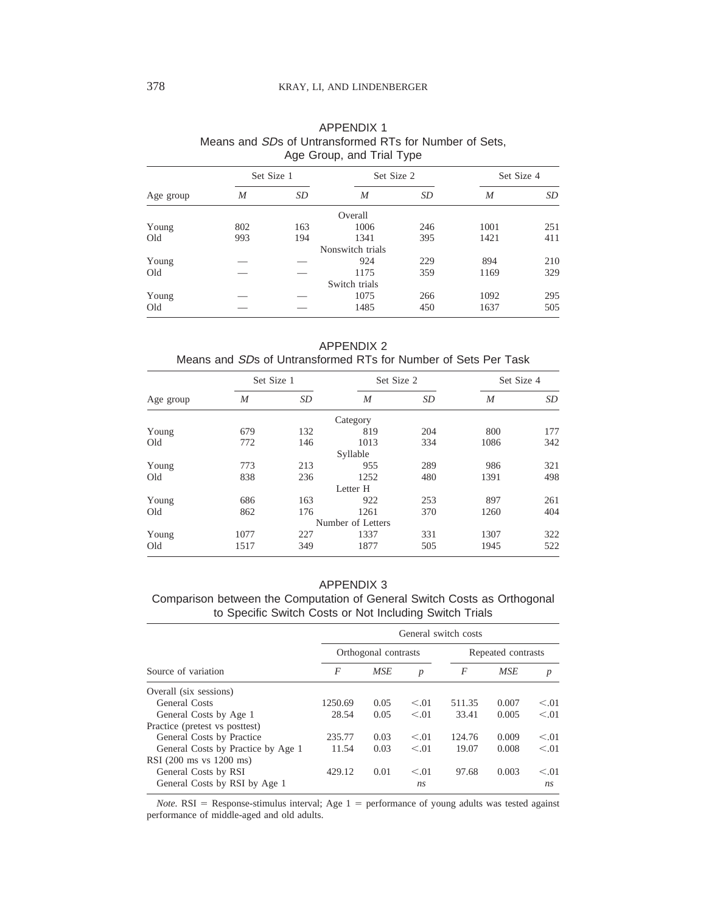## APPENDIX 1

Means and *SD*s of Untransformed RTs for Number of Sets, Age Group, and Trial Type

| Age group | Set Size 1 | | Set Size 2 | | Set Size 4 | |
|---|---|---|---|---|---|---|
| | *M* | *SD* | *M* | *SD* | *M* | *SD* |
| | | | Overall | | | |
| Young | 802 | 163 | 1006 | 246 | 1001 | 251 |
| Old | 993 | 194 | 1341 | 395 | 1421 | 411 |
| | | | Nonswitch trials | | | |
| Young | — | — | 924 | 229 | 894 | 210 |
| Old | — | — | 1175 | 359 | 1169 | 329 |
| | | | Switch trials | | | |
| Young | — | — | 1075 | 266 | 1092 | 295 |
| Old | — | — | 1485 | 450 | 1637 | 505 |

## APPENDIX 2

Means and *SD*s of Untransformed RTs for Number of Sets Per Task

| Age group | Set Size 1 | | Set Size 2 | | Set Size 4 | |
|---|---|---|---|---|---|---|
| | *M* | *SD* | *M* | *SD* | *M* | *SD* |
| | | | Category | | | |
| Young | 679 | 132 | 819 | 204 | 800 | 177 |
| Old | 772 | 146 | 1013 | 334 | 1086 | 342 |
| | | | Syllable | | | |
| Young | 773 | 213 | 955 | 289 | 986 | 321 |
| Old | 838 | 236 | 1252 | 480 | 1391 | 498 |
| | | | Letter H | | | |
| Young | 686 | 163 | 922 | 253 | 897 | 261 |
| Old | 862 | 176 | 1261 | 370 | 1260 | 404 |
| | | | Number of Letters | | | |
| Young | 1077 | 227 | 1337 | 331 | 1307 | 322 |
| Old | 1517 | 349 | 1877 | 505 | 1945 | 522 |

## APPENDIX 3

Comparison between the Computation of General Switch Costs as Orthogonal to Specific Switch Costs or Not Including Switch Trials

| Source of variation | General switch costs | | | | | |
|---|---|---|---|---|---|---|
| | Orthogonal contrasts | | | Repeated contrasts | | |
| | *F* | *MSE* | *p* | *F* | *MSE* | *p* |
| Overall (six sessions) | | | | | | |
| General Costs | 1250.69 | 0.05 | <.01 | 511.35 | 0.007 | <.01 |
| General Costs by Age 1 | 28.54 | 0.05 | <.01 | 33.41 | 0.005 | <.01 |
| Practice (pretest vs posttest) | | | | | | |
| General Costs by Practice | 235.77 | 0.03 | <.01 | 124.76 | 0.009 | <.01 |
| General Costs by Practice by Age 1 | 11.54 | 0.03 | <.01 | 19.07 | 0.008 | <.01 |
| RSI (200 ms vs 1200 ms) | | | | | | |
| General Costs by RSI | 429.12 | 0.01 | <.01 | 97.68 | 0.003 | <.01 |
| General Costs by RSI by Age 1 | | | *ns* | | | *ns* |

*Note.* RSI = Response-stimulus interval; Age 1 = performance of young adults was tested against performance of middle-aged and old adults.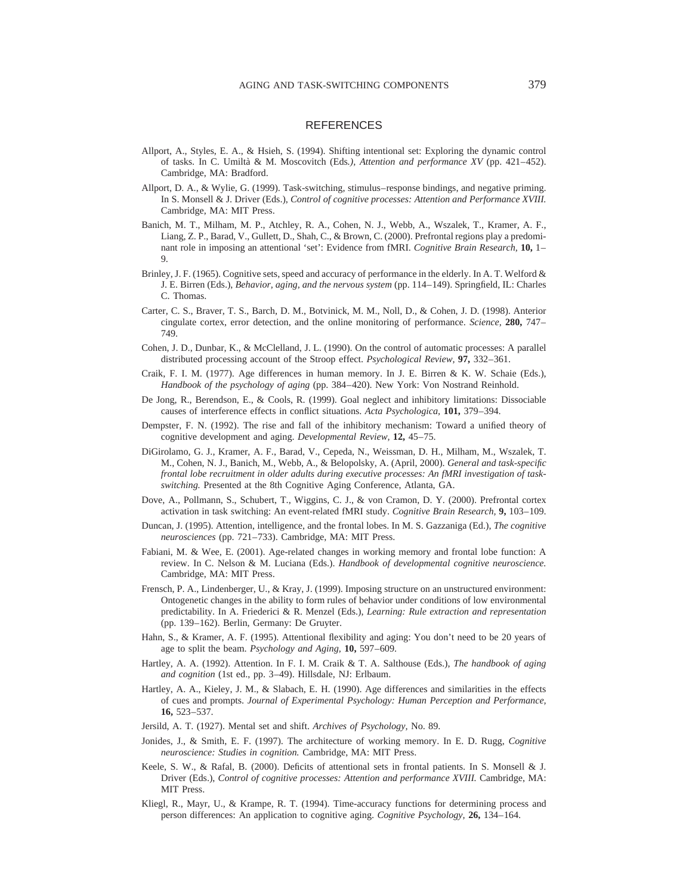## REFERENCES

Allport, A., Styles, E. A., & Hsieh, S. (1994). Shifting intentional set: Exploring the dynamic control of tasks. In C. Umiltà & M. Moscovitch (Eds*.), Attention and performance XV* (pp. 421–452). Cambridge, MA: Bradford.

Allport, D. A., & Wylie, G. (1999). Task-switching, stimulus–response bindings, and negative priming. In S. Monsell & J. Driver (Eds.), *Control of cognitive processes: Attention and Performance XVIII.* Cambridge, MA: MIT Press.

Banich, M. T., Milham, M. P., Atchley, R. A., Cohen, N. J., Webb, A., Wszalek, T., Kramer, A. F., Liang, Z. P., Barad, V., Gullett, D., Shah, C., & Brown, C. (2000). Prefrontal regions play a predominant role in imposing an attentional 'set': Evidence from fMRI. *Cognitive Brain Research,* **10,** 1–9.

Brinley, J. F. (1965). Cognitive sets, speed and accuracy of performance in the elderly. In A. T. Welford & J. E. Birren (Eds.), *Behavior, aging, and the nervous system* (pp. 114–149). Springfield, IL: Charles C. Thomas.

Carter, C. S., Braver, T. S., Barch, D. M., Botvinick, M. M., Noll, D., & Cohen, J. D. (1998). Anterior cingulate cortex, error detection, and the online monitoring of performance. *Science,* **280,** 747–749.

Cohen, J. D., Dunbar, K., & McClelland, J. L. (1990). On the control of automatic processes: A parallel distributed processing account of the Stroop effect. *Psychological Review,* **97,** 332–361.

Craik, F. I. M. (1977). Age differences in human memory. In J. E. Birren & K. W. Schaie (Eds.), *Handbook of the psychology of aging* (pp. 384–420). New York: Von Nostrand Reinhold.

De Jong, R., Berendson, E., & Cools, R. (1999). Goal neglect and inhibitory limitations: Dissociable causes of interference effects in conflict situations. *Acta Psychologica,* **101,** 379–394.

Dempster, F. N. (1992). The rise and fall of the inhibitory mechanism: Toward a unified theory of cognitive development and aging. *Developmental Review,* **12,** 45–75.

DiGirolamo, G. J., Kramer, A. F., Barad, V., Cepeda, N., Weissman, D. H., Milham, M., Wszalek, T. M., Cohen, N. J., Banich, M., Webb, A., & Belopolsky, A. (April, 2000). *General and task-specific frontal lobe recruitment in older adults during executive processes: An fMRI investigation of task-switching.* Presented at the 8th Cognitive Aging Conference, Atlanta, GA.

Dove, A., Pollmann, S., Schubert, T., Wiggins, C. J., & von Cramon, D. Y. (2000). Prefrontal cortex activation in task switching: An event-related fMRI study. *Cognitive Brain Research,* **9,** 103–109.

Duncan, J. (1995). Attention, intelligence, and the frontal lobes. In M. S. Gazzaniga (Ed.), *The cognitive neurosciences* (pp. 721–733). Cambridge, MA: MIT Press.

Fabiani, M. & Wee, E. (2001). Age-related changes in working memory and frontal lobe function: A review. In C. Nelson & M. Luciana (Eds.). *Handbook of developmental cognitive neuroscience.* Cambridge, MA: MIT Press.

Frensch, P. A., Lindenberger, U., & Kray, J. (1999). Imposing structure on an unstructured environment: Ontogenetic changes in the ability to form rules of behavior under conditions of low environmental predictability. In A. Friederici & R. Menzel (Eds.), *Learning: Rule extraction and representation* (pp. 139–162). Berlin, Germany: De Gruyter.

Hahn, S., & Kramer, A. F. (1995). Attentional flexibility and aging: You don't need to be 20 years of age to split the beam. *Psychology and Aging,* **10,** 597–609.

Hartley, A. A. (1992). Attention. In F. I. M. Craik & T. A. Salthouse (Eds.), *The handbook of aging and cognition* (1st ed., pp. 3–49). Hillsdale, NJ: Erlbaum.

Hartley, A. A., Kieley, J. M., & Slabach, E. H. (1990). Age differences and similarities in the effects of cues and prompts. *Journal of Experimental Psychology: Human Perception and Performance,* **16,** 523–537.

Jersild, A. T. (1927). Mental set and shift. *Archives of Psychology,* No. 89.

Jonides, J., & Smith, E. F. (1997). The architecture of working memory. In E. D. Rugg, *Cognitive neuroscience: Studies in cognition.* Cambridge, MA: MIT Press.

Keele, S. W., & Rafal, B. (2000). Deficits of attentional sets in frontal patients. In S. Monsell & J. Driver (Eds.), *Control of cognitive processes: Attention and performance XVIII.* Cambridge, MA: MIT Press.

Kliegl, R., Mayr, U., & Krampe, R. T. (1994). Time-accuracy functions for determining process and person differences: An application to cognitive aging. *Cognitive Psychology,* **26,** 134–164.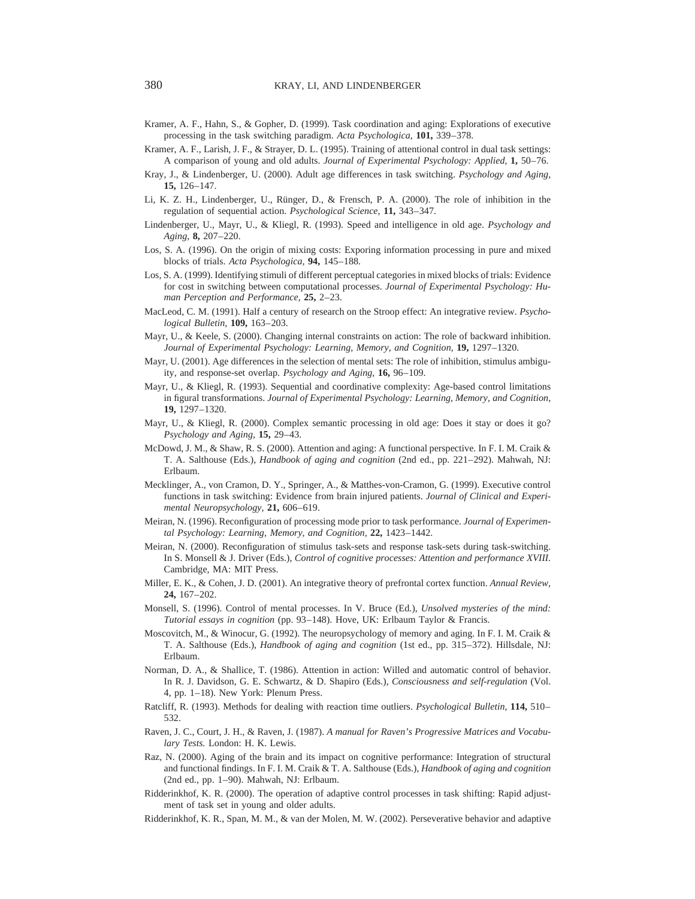Kramer, A. F., Hahn, S., & Gopher, D. (1999). Task coordination and aging: Explorations of executive processing in the task switching paradigm. *Acta Psychologica,* **101,** 339–378.

Kramer, A. F., Larish, J. F., & Strayer, D. L. (1995). Training of attentional control in dual task settings: A comparison of young and old adults. *Journal of Experimental Psychology: Applied,* **1,** 50–76.

Kray, J., & Lindenberger, U. (2000). Adult age differences in task switching. *Psychology and Aging,* **15,** 126–147.

Li, K. Z. H., Lindenberger, U., Rünger, D., & Frensch, P. A. (2000). The role of inhibition in the regulation of sequential action. *Psychological Science,* **11,** 343–347.

Lindenberger, U., Mayr, U., & Kliegl, R. (1993). Speed and intelligence in old age. *Psychology and Aging,* **8,** 207–220.

Los, S. A. (1996). On the origin of mixing costs: Exporing information processing in pure and mixed blocks of trials. *Acta Psychologica,* **94,** 145–188.

Los, S. A. (1999). Identifying stimuli of different perceptual categories in mixed blocks of trials: Evidence for cost in switching between computational processes. *Journal of Experimental Psychology: Human Perception and Performance,* **25,** 2–23.

MacLeod, C. M. (1991). Half a century of research on the Stroop effect: An integrative review. *Psychological Bulletin,* **109,** 163–203.

Mayr, U., & Keele, S. (2000). Changing internal constraints on action: The role of backward inhibition. *Journal of Experimental Psychology: Learning, Memory, and Cognition,* **19,** 1297–1320.

Mayr, U. (2001). Age differences in the selection of mental sets: The role of inhibition, stimulus ambiguity, and response-set overlap. *Psychology and Aging,* **16,** 96–109.

Mayr, U., & Kliegl, R. (1993). Sequential and coordinative complexity: Age-based control limitations in figural transformations. *Journal of Experimental Psychology: Learning, Memory, and Cognition,* **19,** 1297–1320.

Mayr, U., & Kliegl, R. (2000). Complex semantic processing in old age: Does it stay or does it go? *Psychology and Aging,* **15,** 29–43.

McDowd, J. M., & Shaw, R. S. (2000). Attention and aging: A functional perspective. In F. I. M. Craik & T. A. Salthouse (Eds.), *Handbook of aging and cognition* (2nd ed., pp. 221–292). Mahwah, NJ: Erlbaum.

Mecklinger, A., von Cramon, D. Y., Springer, A., & Matthes-von-Cramon, G. (1999). Executive control functions in task switching: Evidence from brain injured patients. *Journal of Clinical and Experimental Neuropsychology,* **21,** 606–619.

Meiran, N. (1996). Reconfiguration of processing mode prior to task performance. *Journal of Experimental Psychology: Learning, Memory, and Cognition,* **22,** 1423–1442.

Meiran, N. (2000). Reconfiguration of stimulus task-sets and response task-sets during task-switching. In S. Monsell & J. Driver (Eds.), *Control of cognitive processes: Attention and performance XVIII.* Cambridge, MA: MIT Press.

Miller, E. K., & Cohen, J. D. (2001). An integrative theory of prefrontal cortex function. *Annual Review,* **24,** 167–202.

Monsell, S. (1996). Control of mental processes. In V. Bruce (Ed.), *Unsolved mysteries of the mind: Tutorial essays in cognition* (pp. 93–148). Hove, UK: Erlbaum Taylor & Francis.

Moscovitch, M., & Winocur, G. (1992). The neuropsychology of memory and aging. In F. I. M. Craik & T. A. Salthouse (Eds.), *Handbook of aging and cognition* (1st ed., pp. 315–372). Hillsdale, NJ: Erlbaum.

Norman, D. A., & Shallice, T. (1986). Attention in action: Willed and automatic control of behavior. In R. J. Davidson, G. E. Schwartz, & D. Shapiro (Eds.), *Consciousness and self-regulation* (Vol. 4, pp. 1–18). New York: Plenum Press.

Ratcliff, R. (1993). Methods for dealing with reaction time outliers. *Psychological Bulletin,* **114,** 510–532.

Raven, J. C., Court, J. H., & Raven, J. (1987). *A manual for Raven's Progressive Matrices and Vocabulary Tests.* London: H. K. Lewis.

Raz, N. (2000). Aging of the brain and its impact on cognitive performance: Integration of structural and functional findings. In F. I. M. Craik & T. A. Salthouse (Eds.), *Handbook of aging and cognition* (2nd ed., pp. 1–90). Mahwah, NJ: Erlbaum.

Ridderinkhof, K. R. (2000). The operation of adaptive control processes in task shifting: Rapid adjustment of task set in young and older adults.

Ridderinkhof, K. R., Span, M. M., & van der Molen, M. W. (2002). Perseverative behavior and adaptive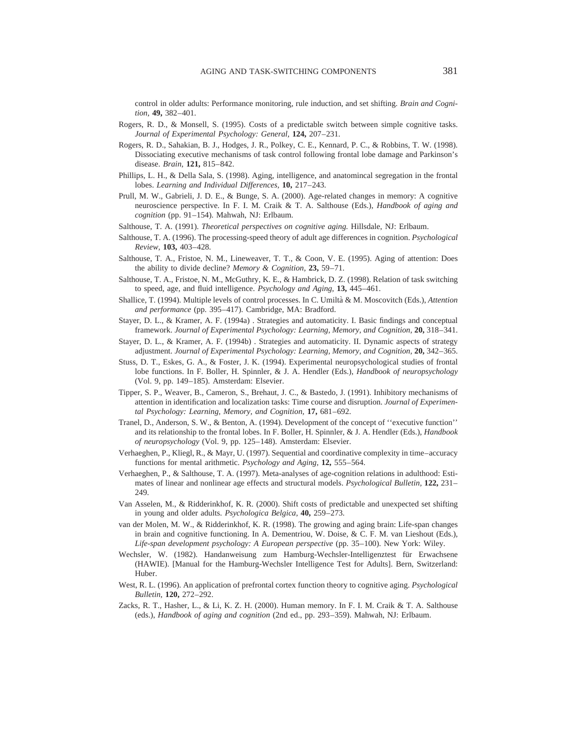control in older adults: Performance monitoring, rule induction, and set shifting. *Brain and Cognition*, **49,** 382–401.

Rogers, R. D., & Monsell, S. (1995). Costs of a predictable switch between simple cognitive tasks. *Journal of Experimental Psychology: General*, **124,** 207–231.

Rogers, R. D., Sahakian, B. J., Hodges, J. R., Polkey, C. E., Kennard, P. C., & Robbins, T. W. (1998). Dissociating executive mechanisms of task control following frontal lobe damage and Parkinson's disease. *Brain*, **121,** 815–842.

Phillips, L. H., & Della Sala, S. (1998). Aging, intelligence, and anatomincal segregation in the frontal lobes. *Learning and Individual Differences*, **10,** 217–243.

Prull, M. W., Gabrieli, J. D. E., & Bunge, S. A. (2000). Age-related changes in memory: A cognitive neuroscience perspective. In F. I. M. Craik & T. A. Salthouse (Eds.), *Handbook of aging and cognition* (pp. 91–154). Mahwah, NJ: Erlbaum.

Salthouse, T. A. (1991). *Theoretical perspectives on cognitive aging.* Hillsdale, NJ: Erlbaum.

Salthouse, T. A. (1996). The processing-speed theory of adult age differences in cognition. *Psychological Review*, **103,** 403–428.

Salthouse, T. A., Fristoe, N. M., Lineweaver, T. T., & Coon, V. E. (1995). Aging of attention: Does the ability to divide decline? *Memory & Cognition*, **23,** 59–71.

Salthouse, T. A., Fristoe, N. M., McGuthry, K. E., & Hambrick, D. Z. (1998). Relation of task switching to speed, age, and fluid intelligence. *Psychology and Aging*, **13,** 445–461.

Shallice, T. (1994). Multiple levels of control processes. In C. Umiltà & M. Moscovitch (Eds.), *Attention and performance* (pp. 395–417). Cambridge, MA: Bradford.

Stayer, D. L., & Kramer, A. F. (1994a) . Strategies and automaticity. I. Basic findings and conceptual framework. *Journal of Experimental Psychology: Learning, Memory, and Cognition*, **20,** 318–341.

Stayer, D. L., & Kramer, A. F. (1994b) . Strategies and automaticity. II. Dynamic aspects of strategy adjustment. *Journal of Experimental Psychology: Learning, Memory, and Cognition*, **20,** 342–365.

Stuss, D. T., Eskes, G. A., & Foster, J. K. (1994). Experimental neuropsychological studies of frontal lobe functions. In F. Boller, H. Spinnler, & J. A. Hendler (Eds.), *Handbook of neuropsychology* (Vol. 9, pp. 149–185). Amsterdam: Elsevier.

Tipper, S. P., Weaver, B., Cameron, S., Brehaut, J. C., & Bastedo, J. (1991). Inhibitory mechanisms of attention in identification and localization tasks: Time course and disruption. *Journal of Experimental Psychology: Learning, Memory, and Cognition*, **17,** 681–692.

Tranel, D., Anderson, S. W., & Benton, A. (1994). Development of the concept of ''executive function'' and its relationship to the frontal lobes. In F. Boller, H. Spinnler, & J. A. Hendler (Eds.), *Handbook of neuropsychology* (Vol. 9, pp. 125–148). Amsterdam: Elsevier.

Verhaeghen, P., Kliegl, R., & Mayr, U. (1997). Sequential and coordinative complexity in time–accuracy functions for mental arithmetic. *Psychology and Aging*, **12,** 555–564.

Verhaeghen, P., & Salthouse, T. A. (1997). Meta-analyses of age-cognition relations in adulthood: Estimates of linear and nonlinear age effects and structural models. *Psychological Bulletin*, **122,** 231–249.

Van Asselen, M., & Ridderinkhof, K. R. (2000). Shift costs of predictable and unexpected set shifting in young and older adults. *Psychologica Belgica*, **40,** 259–273.

van der Molen, M. W., & Ridderinkhof, K. R. (1998). The growing and aging brain: Life-span changes in brain and cognitive functioning. In A. Dementriou, W. Doise, & C. F. M. van Lieshout (Eds.), *Life-span development psychology: A European perspective* (pp. 35–100). New York: Wiley.

Wechsler, W. (1982). Handanweisung zum Hamburg-Wechsler-Intelligenztest für Erwachsene (HAWIE). [Manual for the Hamburg-Wechsler Intelligence Test for Adults]. Bern, Switzerland: Huber.

West, R. L. (1996). An application of prefrontal cortex function theory to cognitive aging. *Psychological Bulletin*, **120,** 272–292.

Zacks, R. T., Hasher, L., & Li, K. Z. H. (2000). Human memory. In F. I. M. Craik & T. A. Salthouse (eds.), *Handbook of aging and cognition* (2nd ed., pp. 293–359). Mahwah, NJ: Erlbaum.